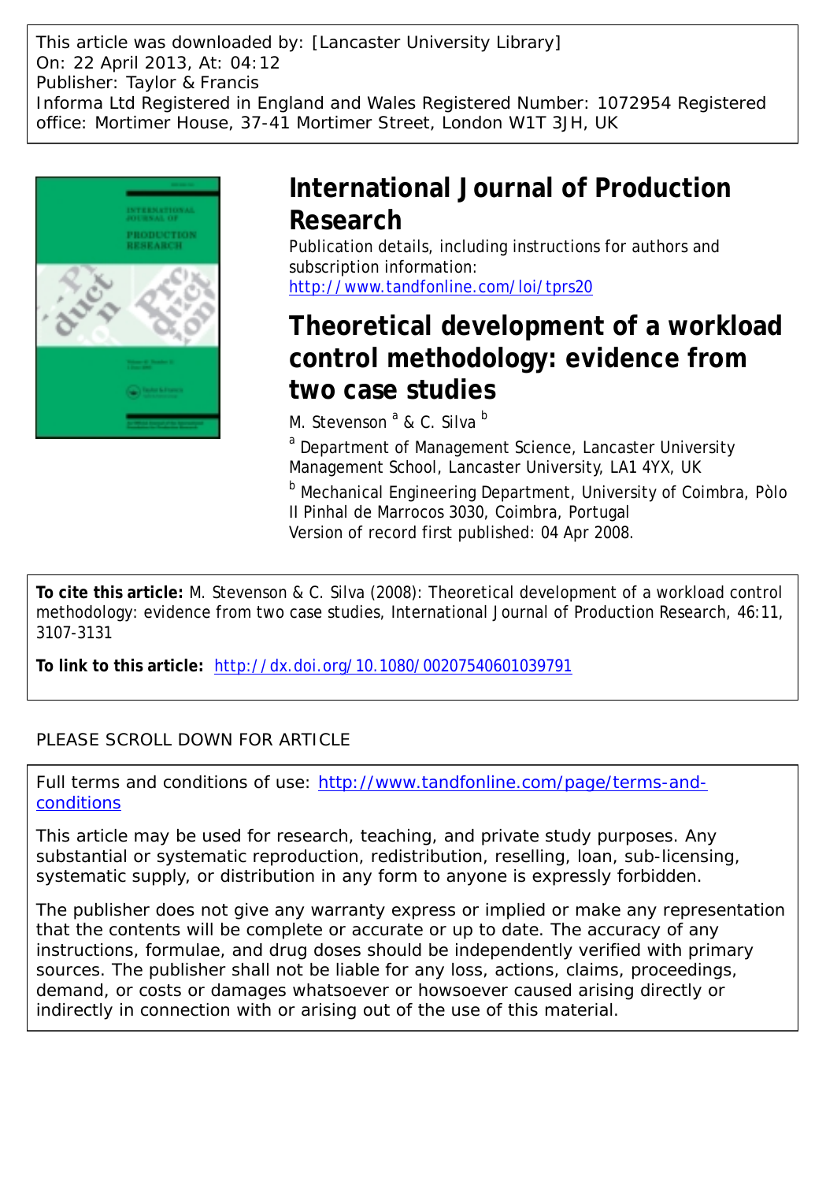This article was downloaded by: [Lancaster University Library]
On: 22 April 2013, At: 04:12
Publisher: Taylor & Francis
Informa Ltd Registered in England and Wales Registered Number: 1072954 Registered office: Mortimer House, 37-41 Mortimer Street, London W1T 3JH, UK

# International Journal of Production Research

Publication details, including instructions for authors and subscription information:
http://www.tandfonline.com/loi/tprs20

# Theoretical development of a workload control methodology: evidence from two case studies

M. Stevenson [a] & C. Silva [b]

[a] Department of Management Science, Lancaster University Management School, Lancaster University, LA1 4YX, UK

[b] Mechanical Engineering Department, University of Coimbra, Pòlo II Pinhal de Marrocos 3030, Coimbra, Portugal

Version of record first published: 04 Apr 2008.

**To cite this article:** M. Stevenson & C. Silva (2008): Theoretical development of a workload control methodology: evidence from two case studies, International Journal of Production Research, 46:11, 3107-3131

**To link to this article:** http://dx.doi.org/10.1080/00207540601039791

PLEASE SCROLL DOWN FOR ARTICLE

Full terms and conditions of use: http://www.tandfonline.com/page/terms-and-conditions

This article may be used for research, teaching, and private study purposes. Any substantial or systematic reproduction, redistribution, reselling, loan, sub-licensing, systematic supply, or distribution in any form to anyone is expressly forbidden.

The publisher does not give any warranty express or implied or make any representation that the contents will be complete or accurate or up to date. The accuracy of any instructions, formulae, and drug doses should be independently verified with primary sources. The publisher shall not be liable for any loss, actions, claims, proceedings, demand, or costs or damages whatsoever or howsoever caused arising directly or indirectly in connection with or arising out of the use of this material.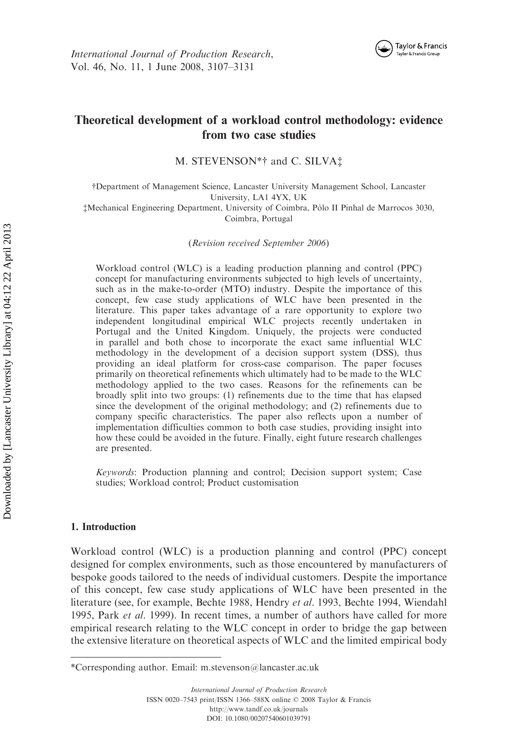# Theoretical development of a workload control methodology: evidence from two case studies

M. STEVENSON*† and C. SILVA‡

†Department of Management Science, Lancaster University Management School, Lancaster University, LA1 4YX, UK

‡Mechanical Engineering Department, University of Coimbra, Pòlo II Pinhal de Marrocos 3030, Coimbra, Portugal

(*Revision received September 2006*)

Workload control (WLC) is a leading production planning and control (PPC) concept for manufacturing environments subjected to high levels of uncertainty, such as in the make-to-order (MTO) industry. Despite the importance of this concept, few case study applications of WLC have been presented in the literature. This paper takes advantage of a rare opportunity to explore two independent longitudinal empirical WLC projects recently undertaken in Portugal and the United Kingdom. Uniquely, the projects were conducted in parallel and both chose to incorporate the exact same influential WLC methodology in the development of a decision support system (DSS), thus providing an ideal platform for cross-case comparison. The paper focuses primarily on theoretical refinements which ultimately had to be made to the WLC methodology applied to the two cases. Reasons for the refinements can be broadly split into two groups: (1) refinements due to the time that has elapsed since the development of the original methodology; and (2) refinements due to company specific characteristics. The paper also reflects upon a number of implementation difficulties common to both case studies, providing insight into how these could be avoided in the future. Finally, eight future research challenges are presented.

*Keywords*: Production planning and control; Decision support system; Case studies; Workload control; Product customisation

## 1. Introduction

Workload control (WLC) is a production planning and control (PPC) concept designed for complex environments, such as those encountered by manufacturers of bespoke goods tailored to the needs of individual customers. Despite the importance of this concept, few case study applications of WLC have been presented in the literature (see, for example, Bechte 1988, Hendry *et al.* 1993, Bechte 1994, Wiendahl 1995, Park *et al.* 1999). In recent times, a number of authors have called for more empirical research relating to the WLC concept in order to bridge the gap between the extensive literature on theoretical aspects of WLC and the limited empirical body

*Corresponding author. Email: m.stevenson@lancaster.ac.uk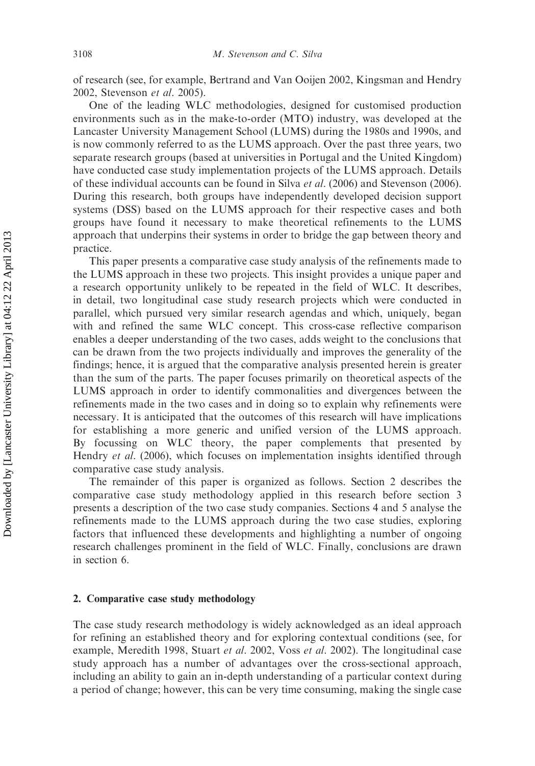of research (see, for example, Bertrand and Van Ooijen 2002, Kingsman and Hendry 2002, Stevenson *et al*. 2005).

One of the leading WLC methodologies, designed for customised production environments such as in the make-to-order (MTO) industry, was developed at the Lancaster University Management School (LUMS) during the 1980s and 1990s, and is now commonly referred to as the LUMS approach. Over the past three years, two separate research groups (based at universities in Portugal and the United Kingdom) have conducted case study implementation projects of the LUMS approach. Details of these individual accounts can be found in Silva *et al*. (2006) and Stevenson (2006). During this research, both groups have independently developed decision support systems (DSS) based on the LUMS approach for their respective cases and both groups have found it necessary to make theoretical refinements to the LUMS approach that underpins their systems in order to bridge the gap between theory and practice.

This paper presents a comparative case study analysis of the refinements made to the LUMS approach in these two projects. This insight provides a unique paper and a research opportunity unlikely to be repeated in the field of WLC. It describes, in detail, two longitudinal case study research projects which were conducted in parallel, which pursued very similar research agendas and which, uniquely, began with and refined the same WLC concept. This cross-case reflective comparison enables a deeper understanding of the two cases, adds weight to the conclusions that can be drawn from the two projects individually and improves the generality of the findings; hence, it is argued that the comparative analysis presented herein is greater than the sum of the parts. The paper focuses primarily on theoretical aspects of the LUMS approach in order to identify commonalities and divergences between the refinements made in the two cases and in doing so to explain why refinements were necessary. It is anticipated that the outcomes of this research will have implications for establishing a more generic and unified version of the LUMS approach. By focussing on WLC theory, the paper complements that presented by Hendry *et al*. (2006), which focuses on implementation insights identified through comparative case study analysis.

The remainder of this paper is organized as follows. Section 2 describes the comparative case study methodology applied in this research before section 3 presents a description of the two case study companies. Sections 4 and 5 analyse the refinements made to the LUMS approach during the two case studies, exploring factors that influenced these developments and highlighting a number of ongoing research challenges prominent in the field of WLC. Finally, conclusions are drawn in section 6.

## 2. Comparative case study methodology

The case study research methodology is widely acknowledged as an ideal approach for refining an established theory and for exploring contextual conditions (see, for example, Meredith 1998, Stuart *et al*. 2002, Voss *et al*. 2002). The longitudinal case study approach has a number of advantages over the cross-sectional approach, including an ability to gain an in-depth understanding of a particular context during a period of change; however, this can be very time consuming, making the single case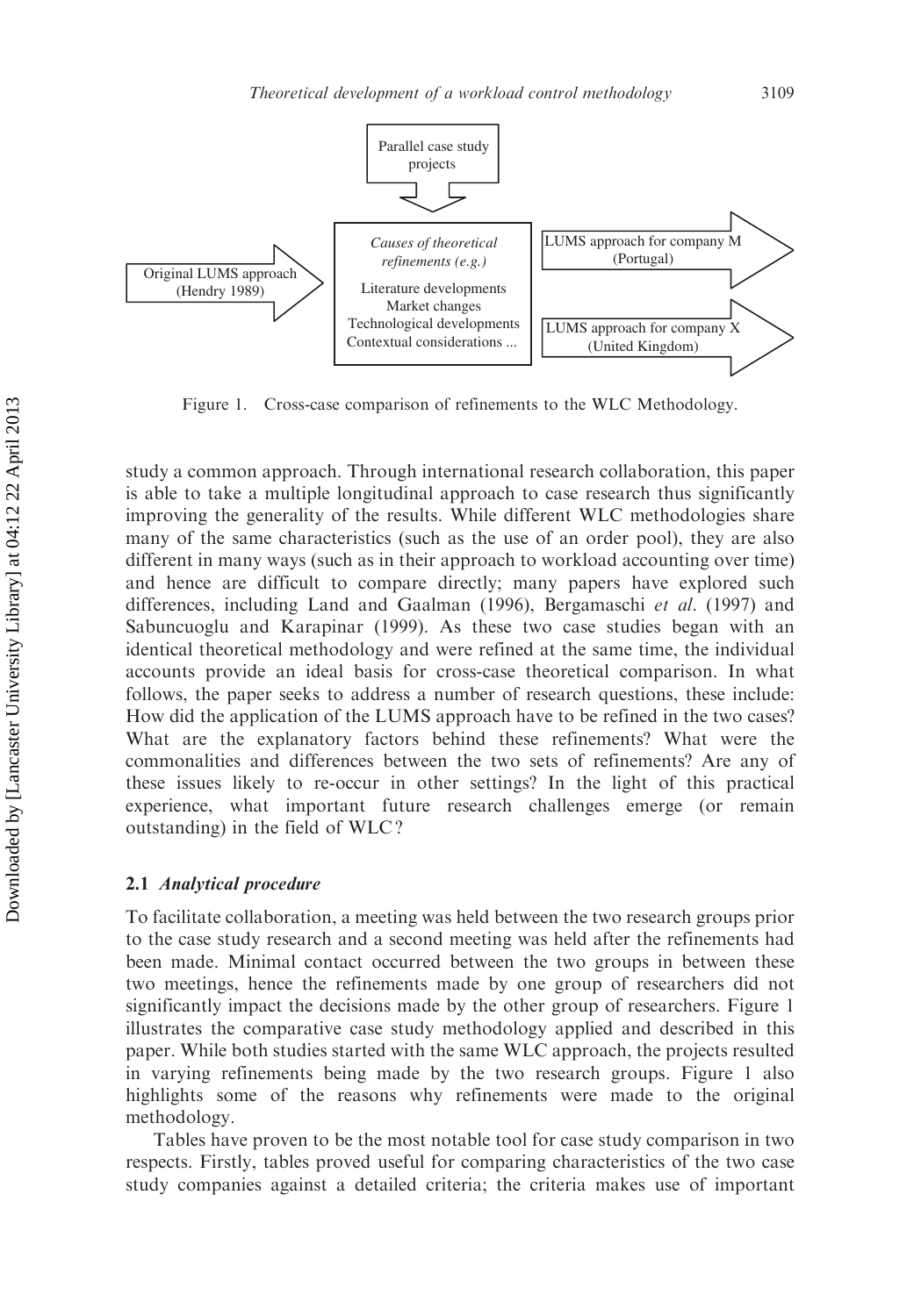Parallel case study projects

Original LUMS approach (Hendry 1989)

*Causes of theoretical refinements (e.g.)*

Literature developments
Market changes
Technological developments
Contextual considerations ...

LUMS approach for company M (Portugal)

LUMS approach for company X (United Kingdom)

Figure 1. Cross-case comparison of refinements to the WLC Methodology.

study a common approach. Through international research collaboration, this paper is able to take a multiple longitudinal approach to case research thus significantly improving the generality of the results. While different WLC methodologies share many of the same characteristics (such as the use of an order pool), they are also different in many ways (such as in their approach to workload accounting over time) and hence are difficult to compare directly; many papers have explored such differences, including Land and Gaalman (1996), Bergamaschi *et al*. (1997) and Sabuncuoglu and Karapinar (1999). As these two case studies began with an identical theoretical methodology and were refined at the same time, the individual accounts provide an ideal basis for cross-case theoretical comparison. In what follows, the paper seeks to address a number of research questions, these include: How did the application of the LUMS approach have to be refined in the two cases? What are the explanatory factors behind these refinements? What were the commonalities and differences between the two sets of refinements? Are any of these issues likely to re-occur in other settings? In the light of this practical experience, what important future research challenges emerge (or remain outstanding) in the field of WLC?

### 2.1 *Analytical procedure*

To facilitate collaboration, a meeting was held between the two research groups prior to the case study research and a second meeting was held after the refinements had been made. Minimal contact occurred between the two groups in between these two meetings, hence the refinements made by one group of researchers did not significantly impact the decisions made by the other group of researchers. Figure 1 illustrates the comparative case study methodology applied and described in this paper. While both studies started with the same WLC approach, the projects resulted in varying refinements being made by the two research groups. Figure 1 also highlights some of the reasons why refinements were made to the original methodology.

Tables have proven to be the most notable tool for case study comparison in two respects. Firstly, tables proved useful for comparing characteristics of the two case study companies against a detailed criteria; the criteria makes use of important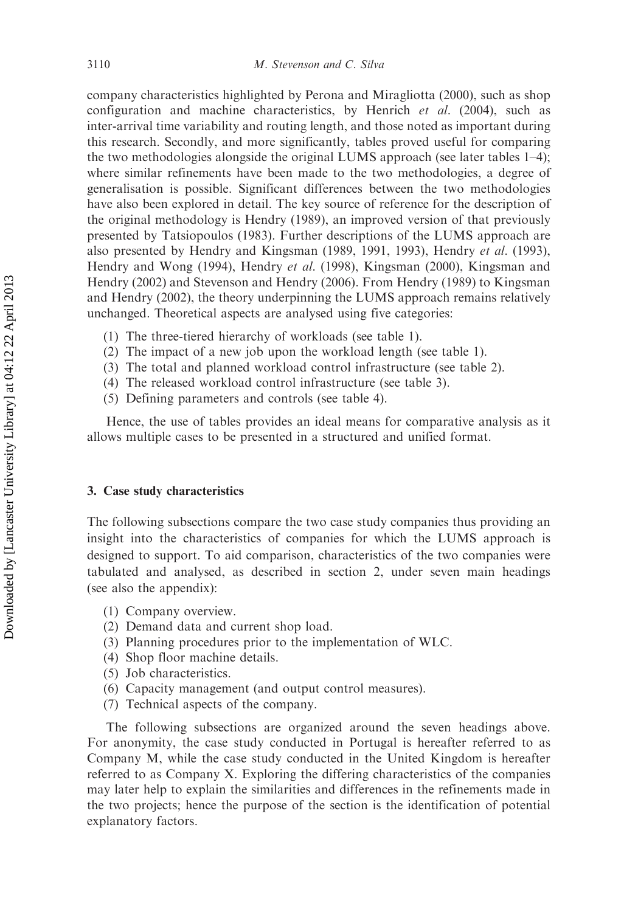company characteristics highlighted by Perona and Miragliotta (2000), such as shop configuration and machine characteristics, by Henrich *et al.* (2004), such as inter-arrival time variability and routing length, and those noted as important during this research. Secondly, and more significantly, tables proved useful for comparing the two methodologies alongside the original LUMS approach (see later tables 1–4); where similar refinements have been made to the two methodologies, a degree of generalisation is possible. Significant differences between the two methodologies have also been explored in detail. The key source of reference for the description of the original methodology is Hendry (1989), an improved version of that previously presented by Tatsiopoulos (1983). Further descriptions of the LUMS approach are also presented by Hendry and Kingsman (1989, 1991, 1993), Hendry *et al.* (1993), Hendry and Wong (1994), Hendry *et al.* (1998), Kingsman (2000), Kingsman and Hendry (2002) and Stevenson and Hendry (2006). From Hendry (1989) to Kingsman and Hendry (2002), the theory underpinning the LUMS approach remains relatively unchanged. Theoretical aspects are analysed using five categories:

(1) The three-tiered hierarchy of workloads (see table 1).
(2) The impact of a new job upon the workload length (see table 1).
(3) The total and planned workload control infrastructure (see table 2).
(4) The released workload control infrastructure (see table 3).
(5) Defining parameters and controls (see table 4).

Hence, the use of tables provides an ideal means for comparative analysis as it allows multiple cases to be presented in a structured and unified format.

## 3. Case study characteristics

The following subsections compare the two case study companies thus providing an insight into the characteristics of companies for which the LUMS approach is designed to support. To aid comparison, characteristics of the two companies were tabulated and analysed, as described in section 2, under seven main headings (see also the appendix):

(1) Company overview.
(2) Demand data and current shop load.
(3) Planning procedures prior to the implementation of WLC.
(4) Shop floor machine details.
(5) Job characteristics.
(6) Capacity management (and output control measures).
(7) Technical aspects of the company.

The following subsections are organized around the seven headings above. For anonymity, the case study conducted in Portugal is hereafter referred to as Company M, while the case study conducted in the United Kingdom is hereafter referred to as Company X. Exploring the differing characteristics of the companies may later help to explain the similarities and differences in the refinements made in the two projects; hence the purpose of the section is the identification of potential explanatory factors.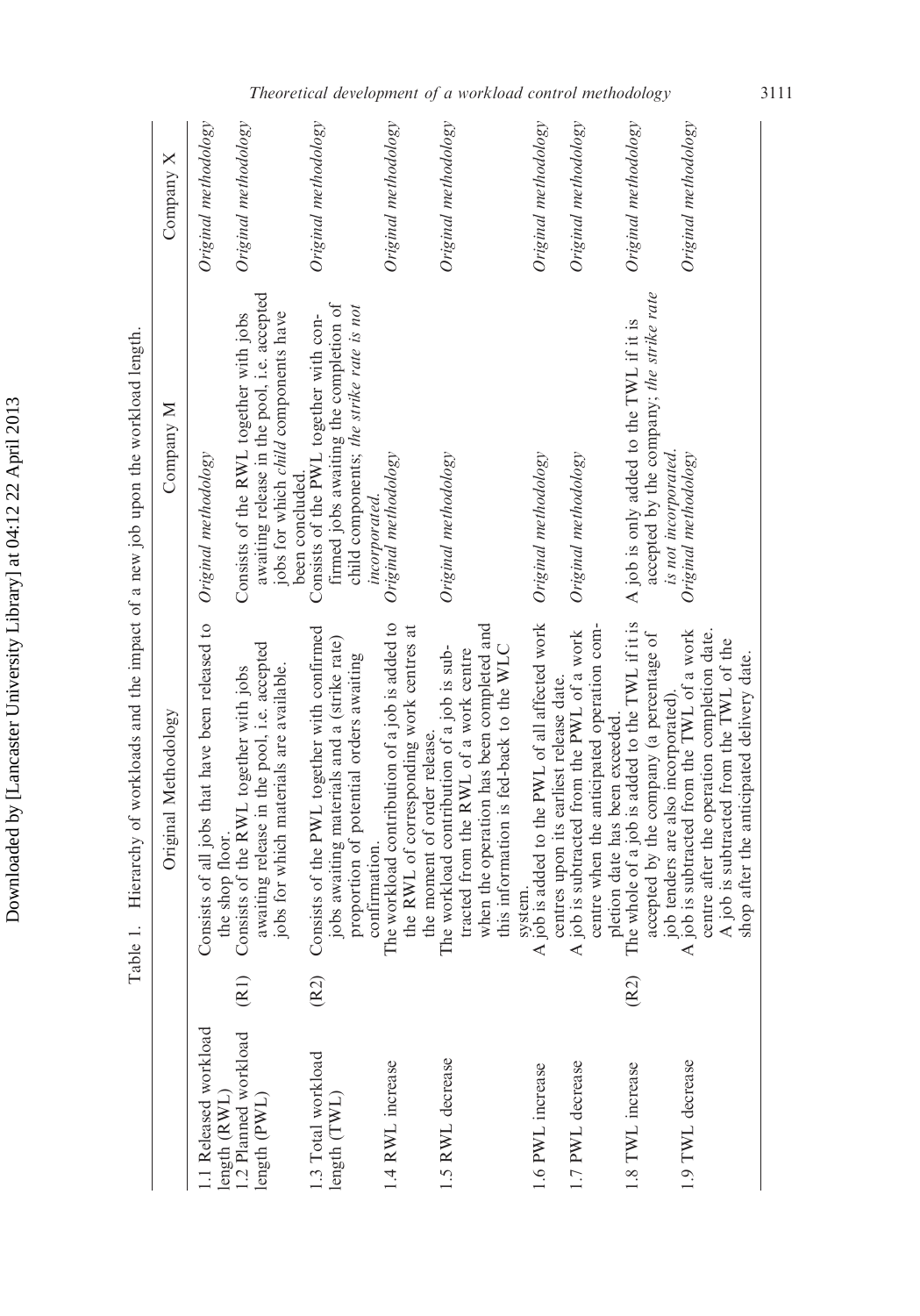Table 1. Hierarchy of workloads and the impact of a new job upon the workload length.

| | | Original Methodology | Company M | Company X |
|---|---|---|---|---|
| 1.1 Released workload length (RWL) | | Consists of all jobs that have been released to the shop floor. | *Original methodology* | *Original methodology* |
| 1.2 Planned workload length (PWL) | (R1) | Consists of the RWL together with jobs awaiting release in the pool, i.e. accepted jobs for which materials are available. | Consists of the RWL together with jobs awaiting release in the pool, i.e. accepted jobs for which *child* components have been concluded. | *Original methodology* |
| 1.3 Total workload length (TWL) | (R2) | Consists of the PWL together with confirmed jobs awaiting materials and a (strike rate) proportion of potential orders awaiting confirmation. | Consists of the PWL together with confirmed jobs awaiting the completion of child components; *the strike rate is not incorporated.* | *Original methodology* |
| 1.4 RWL increase | | The workload contribution of a job is added to the RWL of corresponding work centres at the moment of order release. | *Original methodology* | *Original methodology* |
| 1.5 RWL decrease | | The workload contribution of a job is subtracted from the RWL of a work centre when the operation has been completed and this information is fed-back to the WLC system. | *Original methodology* | *Original methodology* |
| 1.6 PWL increase | | A job is added to the PWL of all affected work centres upon its earliest release date. | *Original methodology* | *Original methodology* |
| 1.7 PWL decrease | | A job is subtracted from the PWL of a work centre when the anticipated operation completion date has been exceeded. | *Original methodology* | *Original methodology* |
| 1.8 TWL increase | (R2) | The whole of a job is added to the TWL if it is accepted by the company (a percentage of job tenders are also incorporated). | A job is only added to the TWL if it is accepted by the company; *the strike rate is not incorporated.* | *Original methodology* |
| 1.9 TWL decrease | | A job is subtracted from the TWL of a work centre after the operation completion date. A job is subtracted from the TWL of the shop after the anticipated delivery date. | *Original methodology* | *Original methodology* |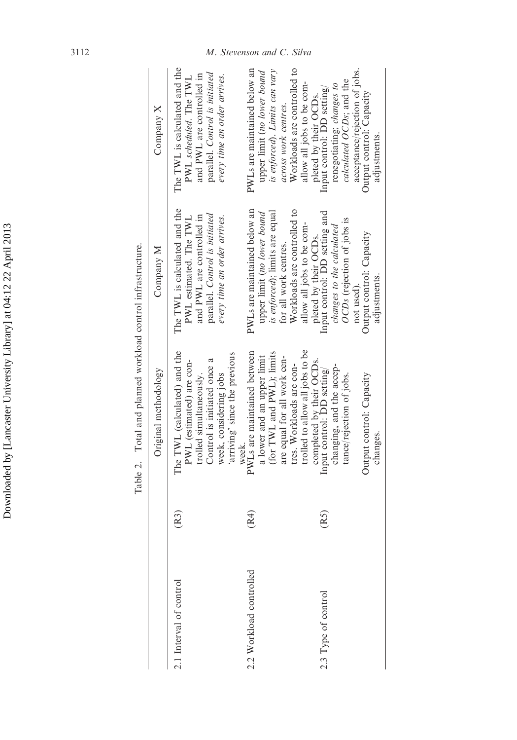Table 2. Total and planned workload control infrastructure.

| | | Original methodology | Company M | Company X |
|---|---|---|---|---|
| 2.1 Interval of control | (R3) | The TWL (calculated) and the PWL (estimated) are controlled simultaneously. Control is initiated once a week, considering jobs 'arriving' since the previous week. | The TWL is calculated and the PWL estimated. The TWL and PWL are controlled in parallel. *Control is initiated every time an order arrives.* | The TWL is calculated and the PWL *scheduled*. The TWL and PWL are controlled in parallel. *Control is initiated every time an order arrives.* |
| 2.2 Workload controlled | (R4) | PWLs are maintained between a lower and an upper limit (for TWL and PWL); limits are equal for all work centres. Workloads are controlled to allow all jobs to be completed by their OCDs. | PWLs are maintained below an upper limit (*no lower bound is enforced*); limits are equal for all work centres. Workloads are controlled to allow all jobs to be completed by their OCDs. | PWLs are maintained below an upper limit (*no lower bound is enforced*). *Limits can vary across work centres.* Workloads are controlled to allow all jobs to be completed by their OCDs. |
| 2.3 Type of control | (R5) | Input control: DD setting/changing, and the acceptance/rejection of jobs. Output control: Capacity changes. | Input control: DD setting and *changes to the calculated OCDs* (rejection of jobs is not used). Output control: Capacity adjustments. | Input control: DD setting/renegotiating; *changes to calculated OCDs*; and the acceptance/rejection of jobs. Output control: Capacity adjustments. |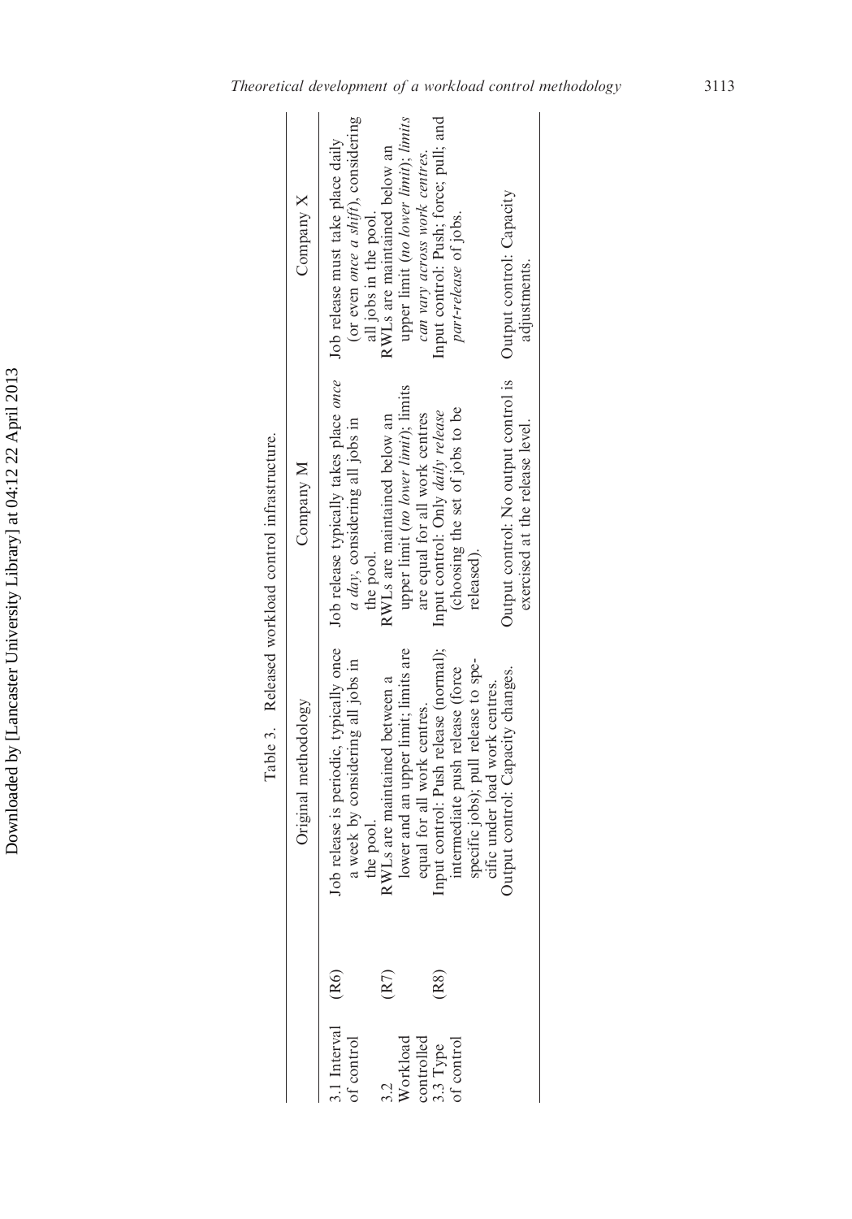Table 3. Released workload control infrastructure.

| | | Original methodology | Company M | Company X |
|---|---|---|---|---|
| 3.1 Interval of control | (R6) | Job release is periodic, typically once a week by considering all jobs in the pool. | Job release typically takes place *once a day*, considering all jobs in the pool. | Job release must take place daily (or even *once a shift*), considering all jobs in the pool. |
| 3.2 Workload controlled | (R7) | RWLs are maintained between a lower and an upper limit; limits are equal for all work centres. | RWLs are maintained below an upper limit (*no lower limit*); limits are equal for all work centres | RWLs are maintained below an upper limit (*no lower limit*); *limits can vary across work centres.* |
| 3.3 Type of control | (R8) | Input control: Push release (normal); intermediate push release (force specific jobs); pull release to specific under load work centres. | Input control: Only *daily release* (choosing the set of jobs to be released). | Input control: Push; force; pull; and *part-release* of jobs. |
| | | Output control: Capacity changes. | Output control: No output control is exercised at the release level. | Output control: Capacity adjustments. |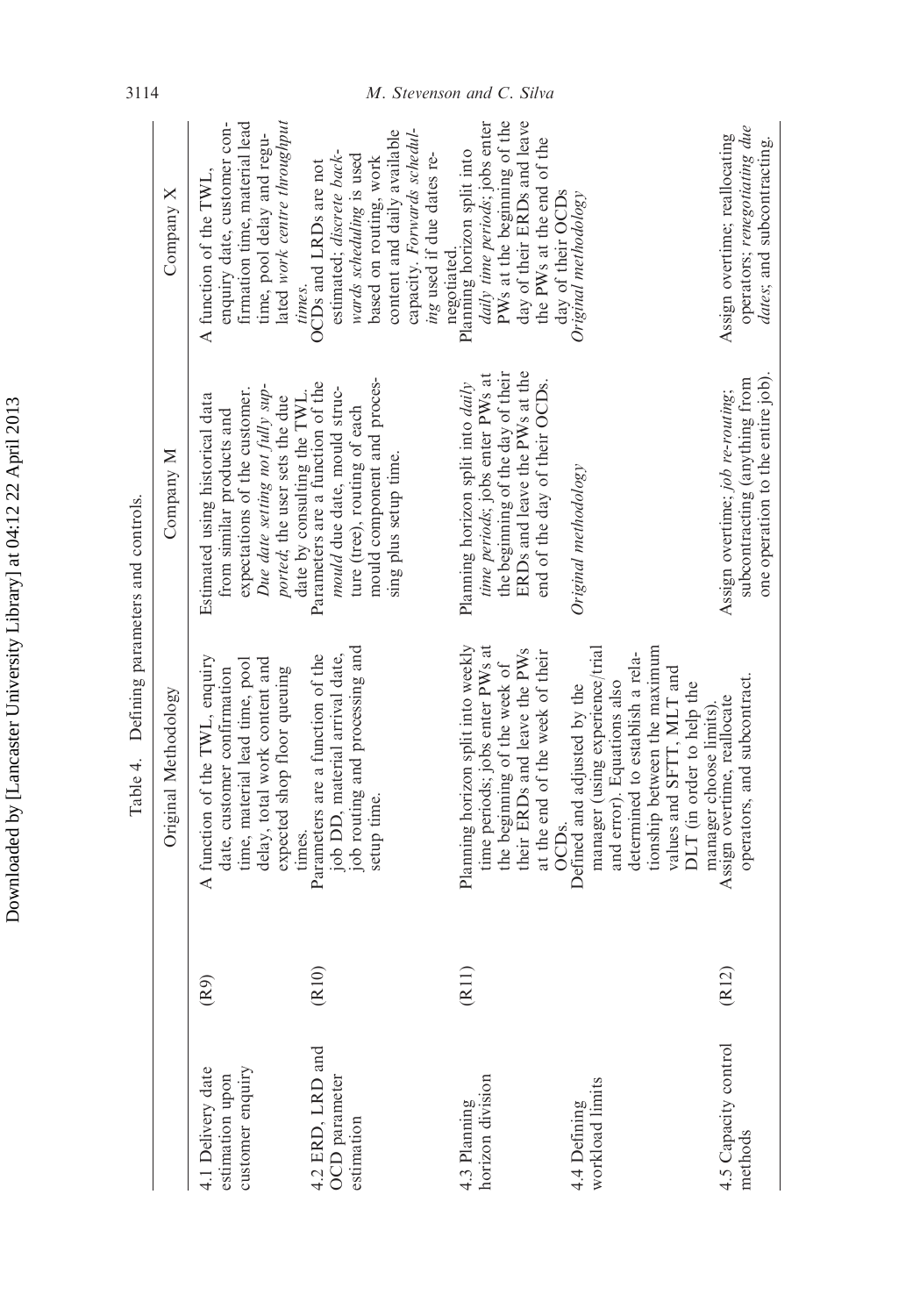Table 4. Defining parameters and controls.

| | | Original Methodology | Company M | Company X |
|---|---|---|---|---|
| 4.1 Delivery date estimation upon customer enquiry | (R9) | A function of the TWL, enquiry date, customer confirmation time, material lead time, pool delay, total work content and expected shop floor queuing times. | Estimated using historical data from similar products and expectations of the customer. *Due date setting not fully supported*, the user sets the due date by consulting the TWL. | A function of the TWL, enquiry date, customer confirmation time, material lead time, pool delay and regulated *work centre throughput times*. |
| 4.2 ERD, LRD and OCD parameter estimation | (R10) | Parameters are a function of the job DD, material arrival date, job routing and processing and setup time. | Parameters are a function of the *mould* due date, mould structure (tree), routing of each mould component and processing plus setup time. | OCDs and LRDs are not estimated; *discrete backwards scheduling* is used based on routing, work content and daily available capacity. *Forwards scheduling* used if due dates renegotiated. |
| 4.3 Planning horizon division | (R11) | Planning horizon split into weekly time periods; jobs enter PWs at the beginning of the week of their ERDs and leave the PWs at the end of the week of their OCDs. | Planning horizon split into *daily time periods*; jobs enter PWs at the beginning of the day of their ERDs and leave the PWs at the end of the day of their OCDs. | Planning horizon split into *daily time periods*; jobs enter PWs at the beginning of the day of their ERDs and leave the PWs at the end of the day of their OCDs |
| 4.4 Defining workload limits | | Defined and adjusted by the manager (using experience/trial and error). Equations also determined to establish a relationship between the maximum values and SFTT, MLT and DLT (in order to help the manager choose limits). | *Original methodology* | *Original methodology* |
| 4.5 Capacity control methods | (R12) | Assign overtime, reallocate operators, and subcontract. | Assign overtime; *job re-routing*; subcontracting (anything from one operation to the entire job). | Assign overtime; reallocating operators; *renegotiating due dates*; and subcontracting. |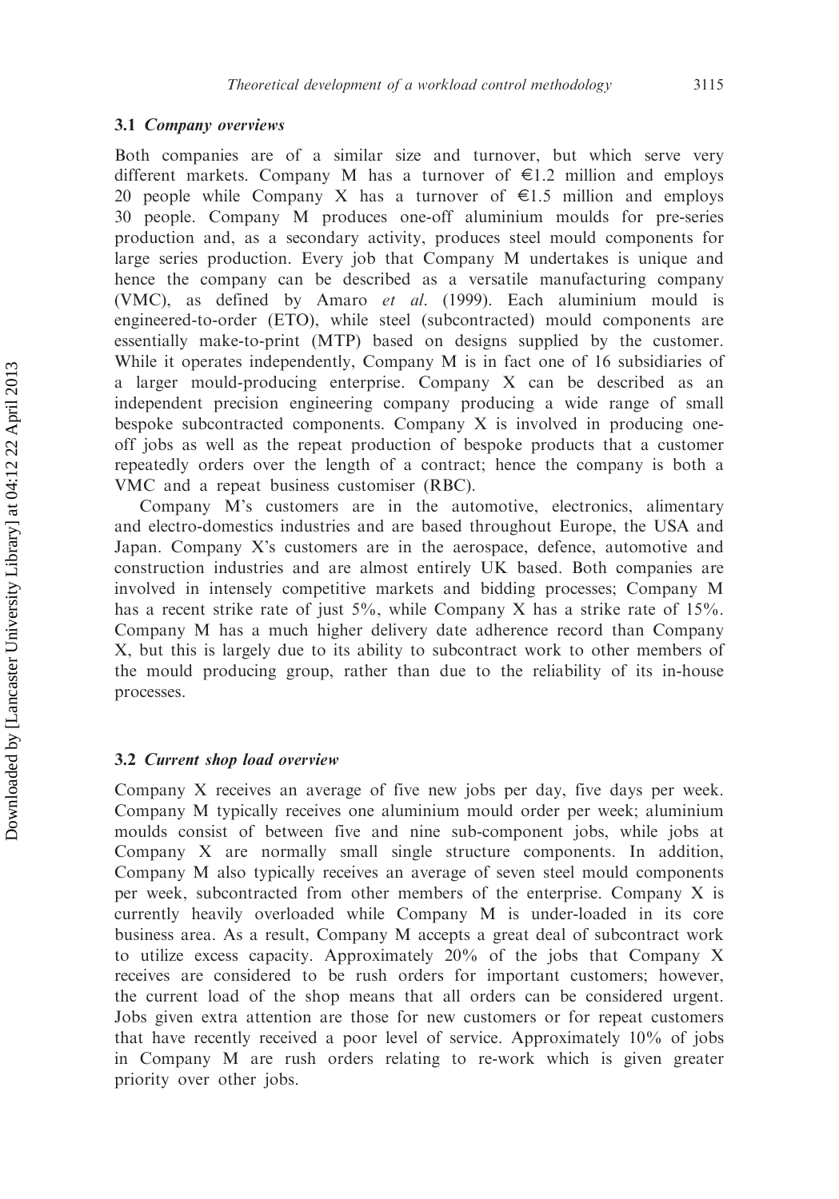### 3.1 *Company overviews*

Both companies are of a similar size and turnover, but which serve very different markets. Company M has a turnover of €1.2 million and employs 20 people while Company X has a turnover of €1.5 million and employs 30 people. Company M produces one-off aluminium moulds for pre-series production and, as a secondary activity, produces steel mould components for large series production. Every job that Company M undertakes is unique and hence the company can be described as a versatile manufacturing company (VMC), as defined by Amaro *et al*. (1999). Each aluminium mould is engineered-to-order (ETO), while steel (subcontracted) mould components are essentially make-to-print (MTP) based on designs supplied by the customer. While it operates independently, Company M is in fact one of 16 subsidiaries of a larger mould-producing enterprise. Company X can be described as an independent precision engineering company producing a wide range of small bespoke subcontracted components. Company X is involved in producing one-off jobs as well as the repeat production of bespoke products that a customer repeatedly orders over the length of a contract; hence the company is both a VMC and a repeat business customiser (RBC).

Company M's customers are in the automotive, electronics, alimentary and electro-domestics industries and are based throughout Europe, the USA and Japan. Company X's customers are in the aerospace, defence, automotive and construction industries and are almost entirely UK based. Both companies are involved in intensely competitive markets and bidding processes; Company M has a recent strike rate of just 5%, while Company X has a strike rate of 15%. Company M has a much higher delivery date adherence record than Company X, but this is largely due to its ability to subcontract work to other members of the mould producing group, rather than due to the reliability of its in-house processes.

### 3.2 *Current shop load overview*

Company X receives an average of five new jobs per day, five days per week. Company M typically receives one aluminium mould order per week; aluminium moulds consist of between five and nine sub-component jobs, while jobs at Company X are normally small single structure components. In addition, Company M also typically receives an average of seven steel mould components per week, subcontracted from other members of the enterprise. Company X is currently heavily overloaded while Company M is under-loaded in its core business area. As a result, Company M accepts a great deal of subcontract work to utilize excess capacity. Approximately 20% of the jobs that Company X receives are considered to be rush orders for important customers; however, the current load of the shop means that all orders can be considered urgent. Jobs given extra attention are those for new customers or for repeat customers that have recently received a poor level of service. Approximately 10% of jobs in Company M are rush orders relating to re-work which is given greater priority over other jobs.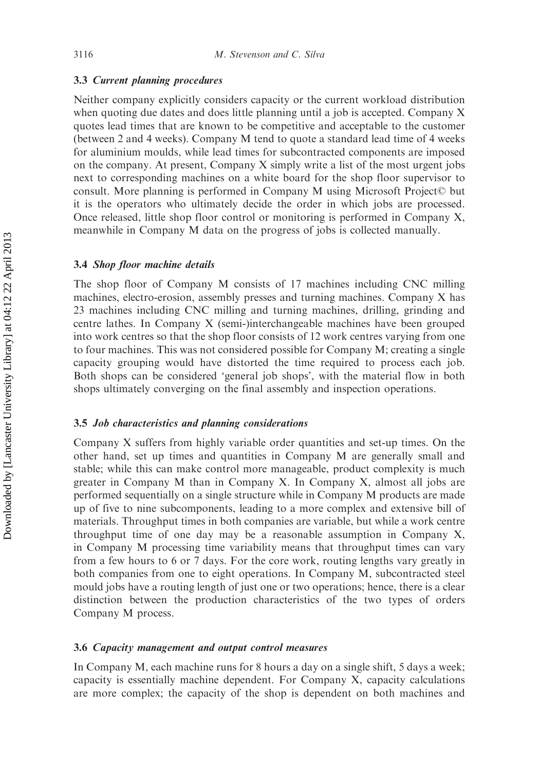### 3.3 *Current planning procedures*

Neither company explicitly considers capacity or the current workload distribution when quoting due dates and does little planning until a job is accepted. Company X quotes lead times that are known to be competitive and acceptable to the customer (between 2 and 4 weeks). Company M tend to quote a standard lead time of 4 weeks for aluminium moulds, while lead times for subcontracted components are imposed on the company. At present, Company X simply write a list of the most urgent jobs next to corresponding machines on a white board for the shop floor supervisor to consult. More planning is performed in Company M using Microsoft Project© but it is the operators who ultimately decide the order in which jobs are processed. Once released, little shop floor control or monitoring is performed in Company X, meanwhile in Company M data on the progress of jobs is collected manually.

### 3.4 *Shop floor machine details*

The shop floor of Company M consists of 17 machines including CNC milling machines, electro-erosion, assembly presses and turning machines. Company X has 23 machines including CNC milling and turning machines, drilling, grinding and centre lathes. In Company X (semi-)interchangeable machines have been grouped into work centres so that the shop floor consists of 12 work centres varying from one to four machines. This was not considered possible for Company M; creating a single capacity grouping would have distorted the time required to process each job. Both shops can be considered 'general job shops', with the material flow in both shops ultimately converging on the final assembly and inspection operations.

### 3.5 *Job characteristics and planning considerations*

Company X suffers from highly variable order quantities and set-up times. On the other hand, set up times and quantities in Company M are generally small and stable; while this can make control more manageable, product complexity is much greater in Company M than in Company X. In Company X, almost all jobs are performed sequentially on a single structure while in Company M products are made up of five to nine subcomponents, leading to a more complex and extensive bill of materials. Throughput times in both companies are variable, but while a work centre throughput time of one day may be a reasonable assumption in Company X, in Company M processing time variability means that throughput times can vary from a few hours to 6 or 7 days. For the core work, routing lengths vary greatly in both companies from one to eight operations. In Company M, subcontracted steel mould jobs have a routing length of just one or two operations; hence, there is a clear distinction between the production characteristics of the two types of orders Company M process.

### 3.6 *Capacity management and output control measures*

In Company M, each machine runs for 8 hours a day on a single shift, 5 days a week; capacity is essentially machine dependent. For Company X, capacity calculations are more complex; the capacity of the shop is dependent on both machines and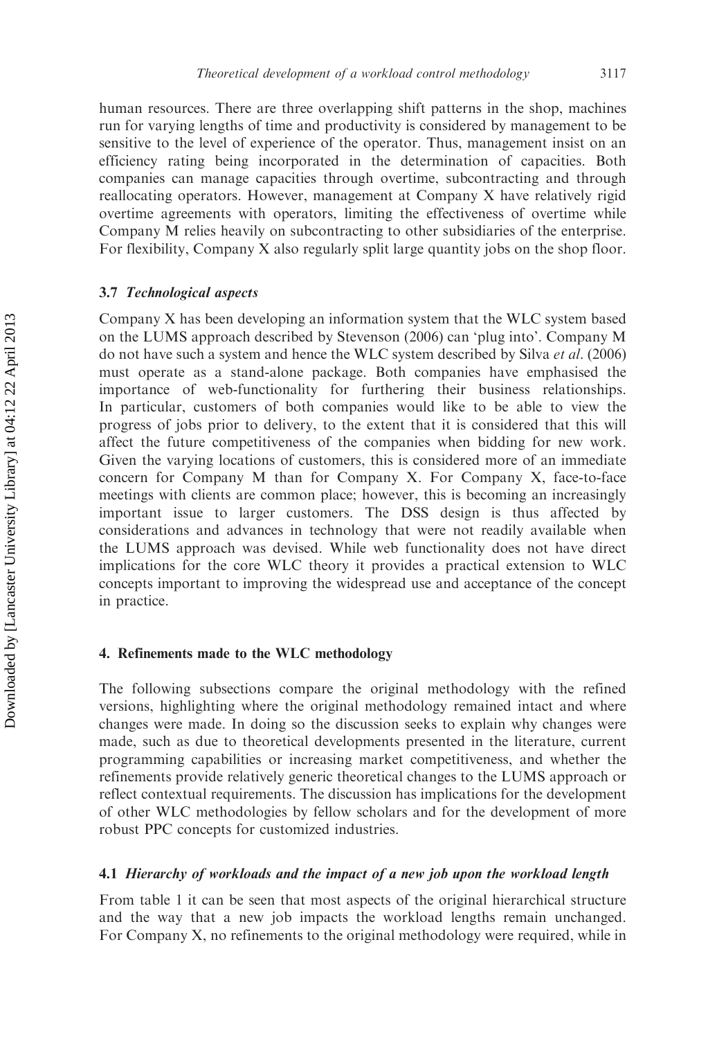human resources. There are three overlapping shift patterns in the shop, machines run for varying lengths of time and productivity is considered by management to be sensitive to the level of experience of the operator. Thus, management insist on an efficiency rating being incorporated in the determination of capacities. Both companies can manage capacities through overtime, subcontracting and through reallocating operators. However, management at Company X have relatively rigid overtime agreements with operators, limiting the effectiveness of overtime while Company M relies heavily on subcontracting to other subsidiaries of the enterprise. For flexibility, Company X also regularly split large quantity jobs on the shop floor.

### 3.7 *Technological aspects*

Company X has been developing an information system that the WLC system based on the LUMS approach described by Stevenson (2006) can 'plug into'. Company M do not have such a system and hence the WLC system described by Silva *et al*. (2006) must operate as a stand-alone package. Both companies have emphasised the importance of web-functionality for furthering their business relationships. In particular, customers of both companies would like to be able to view the progress of jobs prior to delivery, to the extent that it is considered that this will affect the future competitiveness of the companies when bidding for new work. Given the varying locations of customers, this is considered more of an immediate concern for Company M than for Company X. For Company X, face-to-face meetings with clients are common place; however, this is becoming an increasingly important issue to larger customers. The DSS design is thus affected by considerations and advances in technology that were not readily available when the LUMS approach was devised. While web functionality does not have direct implications for the core WLC theory it provides a practical extension to WLC concepts important to improving the widespread use and acceptance of the concept in practice.

## 4. Refinements made to the WLC methodology

The following subsections compare the original methodology with the refined versions, highlighting where the original methodology remained intact and where changes were made. In doing so the discussion seeks to explain why changes were made, such as due to theoretical developments presented in the literature, current programming capabilities or increasing market competitiveness, and whether the refinements provide relatively generic theoretical changes to the LUMS approach or reflect contextual requirements. The discussion has implications for the development of other WLC methodologies by fellow scholars and for the development of more robust PPC concepts for customized industries.

### 4.1 *Hierarchy of workloads and the impact of a new job upon the workload length*

From table 1 it can be seen that most aspects of the original hierarchical structure and the way that a new job impacts the workload lengths remain unchanged. For Company X, no refinements to the original methodology were required, while in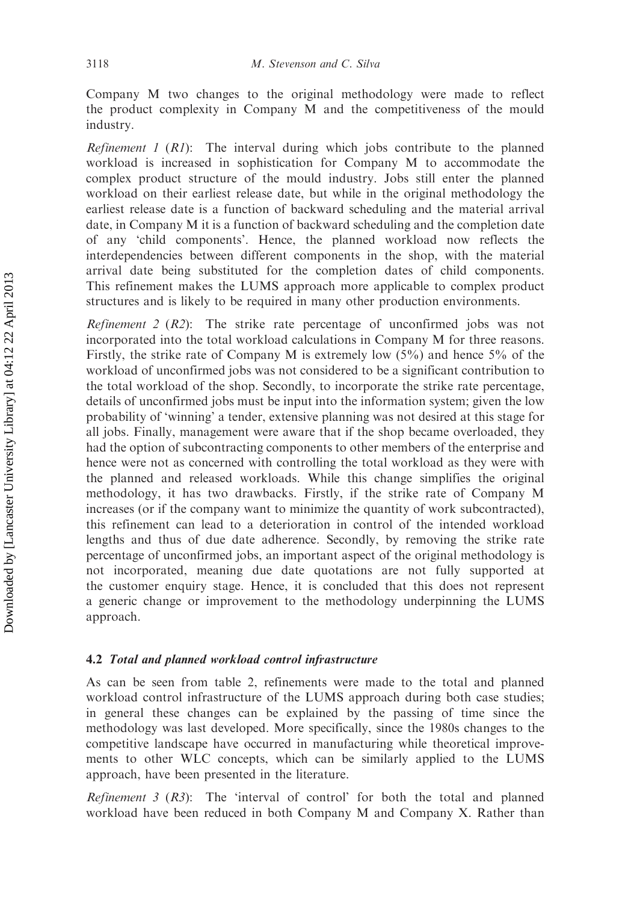Company M two changes to the original methodology were made to reflect the product complexity in Company M and the competitiveness of the mould industry.

*Refinement 1* (*R1*): The interval during which jobs contribute to the planned workload is increased in sophistication for Company M to accommodate the complex product structure of the mould industry. Jobs still enter the planned workload on their earliest release date, but while in the original methodology the earliest release date is a function of backward scheduling and the material arrival date, in Company M it is a function of backward scheduling and the completion date of any 'child components'. Hence, the planned workload now reflects the interdependencies between different components in the shop, with the material arrival date being substituted for the completion dates of child components. This refinement makes the LUMS approach more applicable to complex product structures and is likely to be required in many other production environments.

*Refinement 2* (*R2*): The strike rate percentage of unconfirmed jobs was not incorporated into the total workload calculations in Company M for three reasons. Firstly, the strike rate of Company M is extremely low (5%) and hence 5% of the workload of unconfirmed jobs was not considered to be a significant contribution to the total workload of the shop. Secondly, to incorporate the strike rate percentage, details of unconfirmed jobs must be input into the information system; given the low probability of 'winning' a tender, extensive planning was not desired at this stage for all jobs. Finally, management were aware that if the shop became overloaded, they had the option of subcontracting components to other members of the enterprise and hence were not as concerned with controlling the total workload as they were with the planned and released workloads. While this change simplifies the original methodology, it has two drawbacks. Firstly, if the strike rate of Company M increases (or if the company want to minimize the quantity of work subcontracted), this refinement can lead to a deterioration in control of the intended workload lengths and thus of due date adherence. Secondly, by removing the strike rate percentage of unconfirmed jobs, an important aspect of the original methodology is not incorporated, meaning due date quotations are not fully supported at the customer enquiry stage. Hence, it is concluded that this does not represent a generic change or improvement to the methodology underpinning the LUMS approach.

### 4.2 *Total and planned workload control infrastructure*

As can be seen from table 2, refinements were made to the total and planned workload control infrastructure of the LUMS approach during both case studies; in general these changes can be explained by the passing of time since the methodology was last developed. More specifically, since the 1980s changes to the competitive landscape have occurred in manufacturing while theoretical improvements to other WLC concepts, which can be similarly applied to the LUMS approach, have been presented in the literature.

*Refinement 3* (*R3*): The 'interval of control' for both the total and planned workload have been reduced in both Company M and Company X. Rather than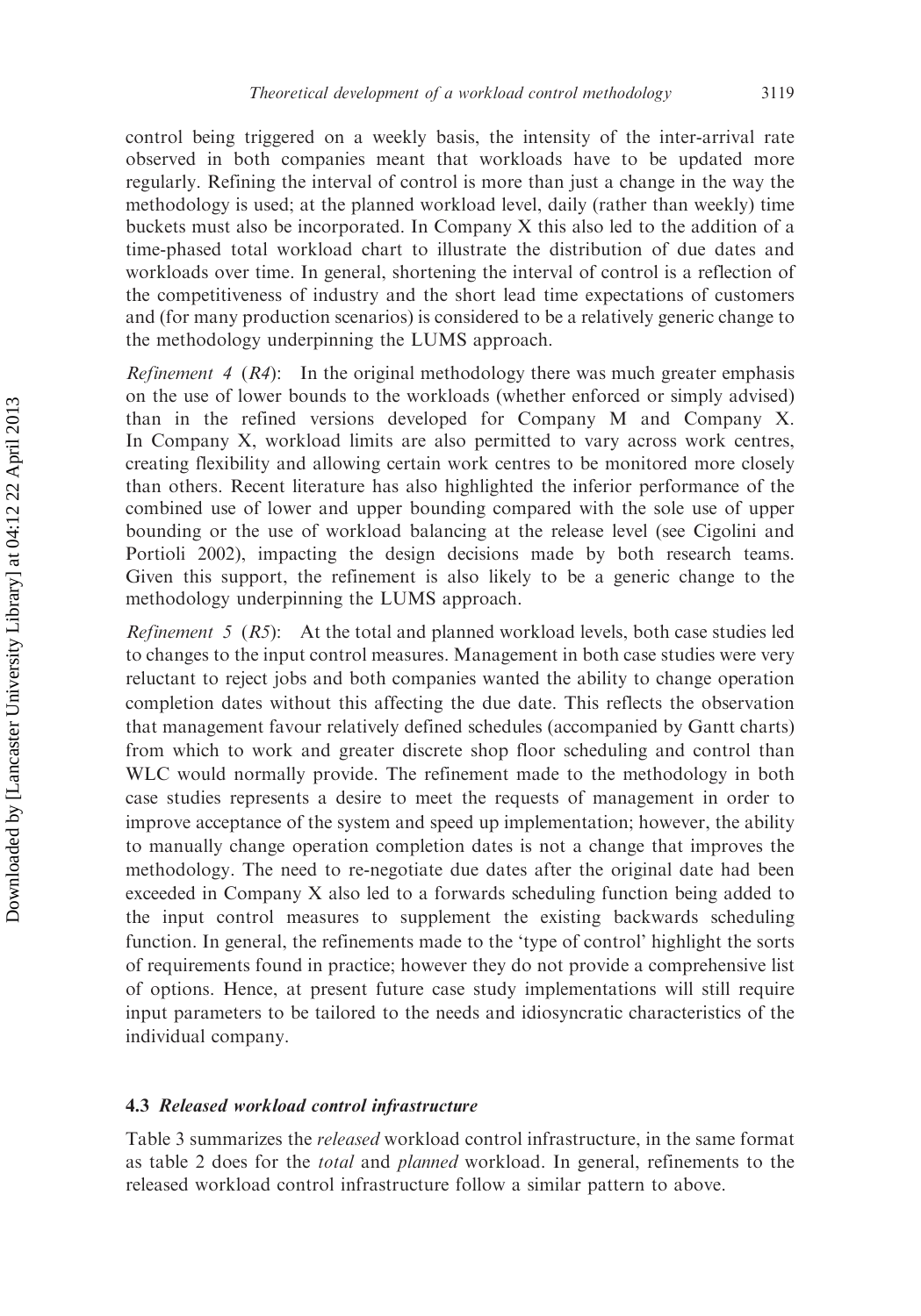control being triggered on a weekly basis, the intensity of the inter-arrival rate observed in both companies meant that workloads have to be updated more regularly. Refining the interval of control is more than just a change in the way the methodology is used; at the planned workload level, daily (rather than weekly) time buckets must also be incorporated. In Company X this also led to the addition of a time-phased total workload chart to illustrate the distribution of due dates and workloads over time. In general, shortening the interval of control is a reflection of the competitiveness of industry and the short lead time expectations of customers and (for many production scenarios) is considered to be a relatively generic change to the methodology underpinning the LUMS approach.

*Refinement 4* (*R4*): In the original methodology there was much greater emphasis on the use of lower bounds to the workloads (whether enforced or simply advised) than in the refined versions developed for Company M and Company X. In Company X, workload limits are also permitted to vary across work centres, creating flexibility and allowing certain work centres to be monitored more closely than others. Recent literature has also highlighted the inferior performance of the combined use of lower and upper bounding compared with the sole use of upper bounding or the use of workload balancing at the release level (see Cigolini and Portioli 2002), impacting the design decisions made by both research teams. Given this support, the refinement is also likely to be a generic change to the methodology underpinning the LUMS approach.

*Refinement 5* (*R5*): At the total and planned workload levels, both case studies led to changes to the input control measures. Management in both case studies were very reluctant to reject jobs and both companies wanted the ability to change operation completion dates without this affecting the due date. This reflects the observation that management favour relatively defined schedules (accompanied by Gantt charts) from which to work and greater discrete shop floor scheduling and control than WLC would normally provide. The refinement made to the methodology in both case studies represents a desire to meet the requests of management in order to improve acceptance of the system and speed up implementation; however, the ability to manually change operation completion dates is not a change that improves the methodology. The need to re-negotiate due dates after the original date had been exceeded in Company X also led to a forwards scheduling function being added to the input control measures to supplement the existing backwards scheduling function. In general, the refinements made to the 'type of control' highlight the sorts of requirements found in practice; however they do not provide a comprehensive list of options. Hence, at present future case study implementations will still require input parameters to be tailored to the needs and idiosyncratic characteristics of the individual company.

### 4.3 *Released workload control infrastructure*

Table 3 summarizes the *released* workload control infrastructure, in the same format as table 2 does for the *total* and *planned* workload. In general, refinements to the released workload control infrastructure follow a similar pattern to above.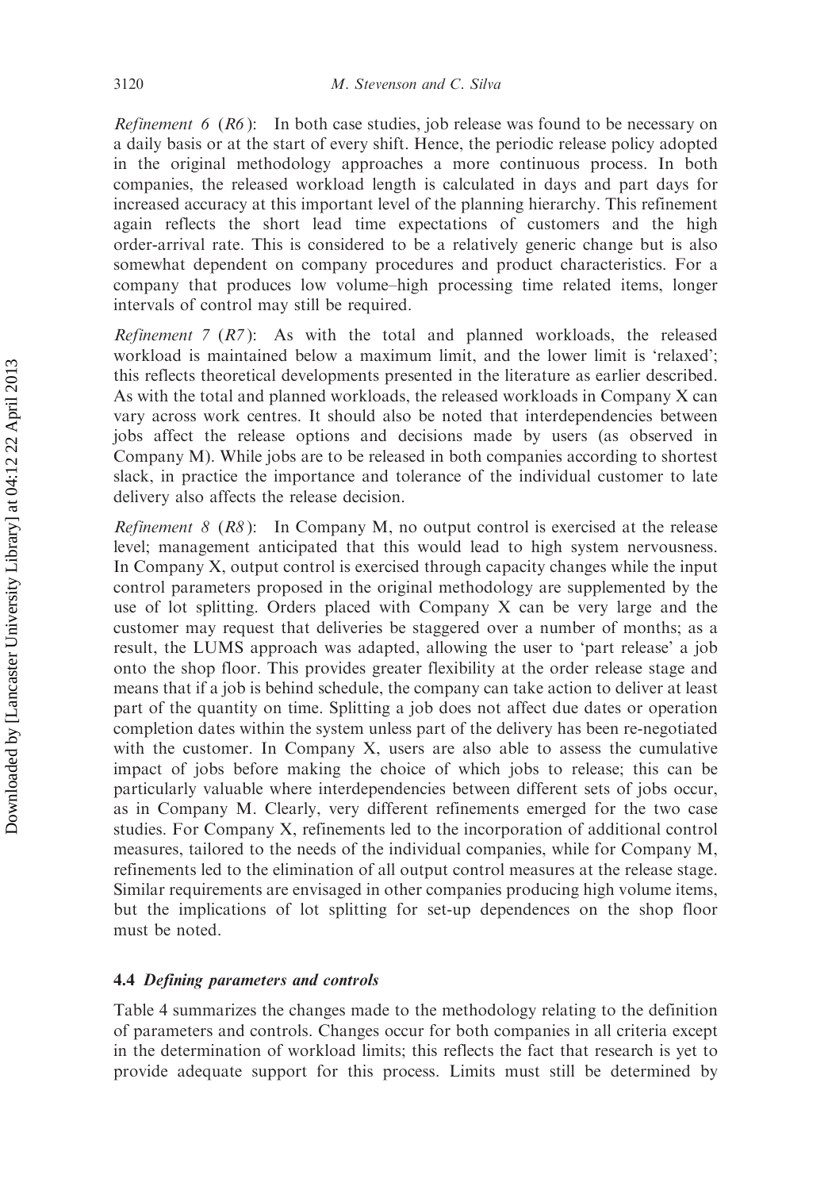*Refinement 6* (*R6*): In both case studies, job release was found to be necessary on a daily basis or at the start of every shift. Hence, the periodic release policy adopted in the original methodology approaches a more continuous process. In both companies, the released workload length is calculated in days and part days for increased accuracy at this important level of the planning hierarchy. This refinement again reflects the short lead time expectations of customers and the high order-arrival rate. This is considered to be a relatively generic change but is also somewhat dependent on company procedures and product characteristics. For a company that produces low volume–high processing time related items, longer intervals of control may still be required.

*Refinement 7* (*R7*): As with the total and planned workloads, the released workload is maintained below a maximum limit, and the lower limit is 'relaxed'; this reflects theoretical developments presented in the literature as earlier described. As with the total and planned workloads, the released workloads in Company X can vary across work centres. It should also be noted that interdependencies between jobs affect the release options and decisions made by users (as observed in Company M). While jobs are to be released in both companies according to shortest slack, in practice the importance and tolerance of the individual customer to late delivery also affects the release decision.

*Refinement 8* (*R8*): In Company M, no output control is exercised at the release level; management anticipated that this would lead to high system nervousness. In Company X, output control is exercised through capacity changes while the input control parameters proposed in the original methodology are supplemented by the use of lot splitting. Orders placed with Company X can be very large and the customer may request that deliveries be staggered over a number of months; as a result, the LUMS approach was adapted, allowing the user to 'part release' a job onto the shop floor. This provides greater flexibility at the order release stage and means that if a job is behind schedule, the company can take action to deliver at least part of the quantity on time. Splitting a job does not affect due dates or operation completion dates within the system unless part of the delivery has been re-negotiated with the customer. In Company X, users are also able to assess the cumulative impact of jobs before making the choice of which jobs to release; this can be particularly valuable where interdependencies between different sets of jobs occur, as in Company M. Clearly, very different refinements emerged for the two case studies. For Company X, refinements led to the incorporation of additional control measures, tailored to the needs of the individual companies, while for Company M, refinements led to the elimination of all output control measures at the release stage. Similar requirements are envisaged in other companies producing high volume items, but the implications of lot splitting for set-up dependences on the shop floor must be noted.

### 4.4 *Defining parameters and controls*

Table 4 summarizes the changes made to the methodology relating to the definition of parameters and controls. Changes occur for both companies in all criteria except in the determination of workload limits; this reflects the fact that research is yet to provide adequate support for this process. Limits must still be determined by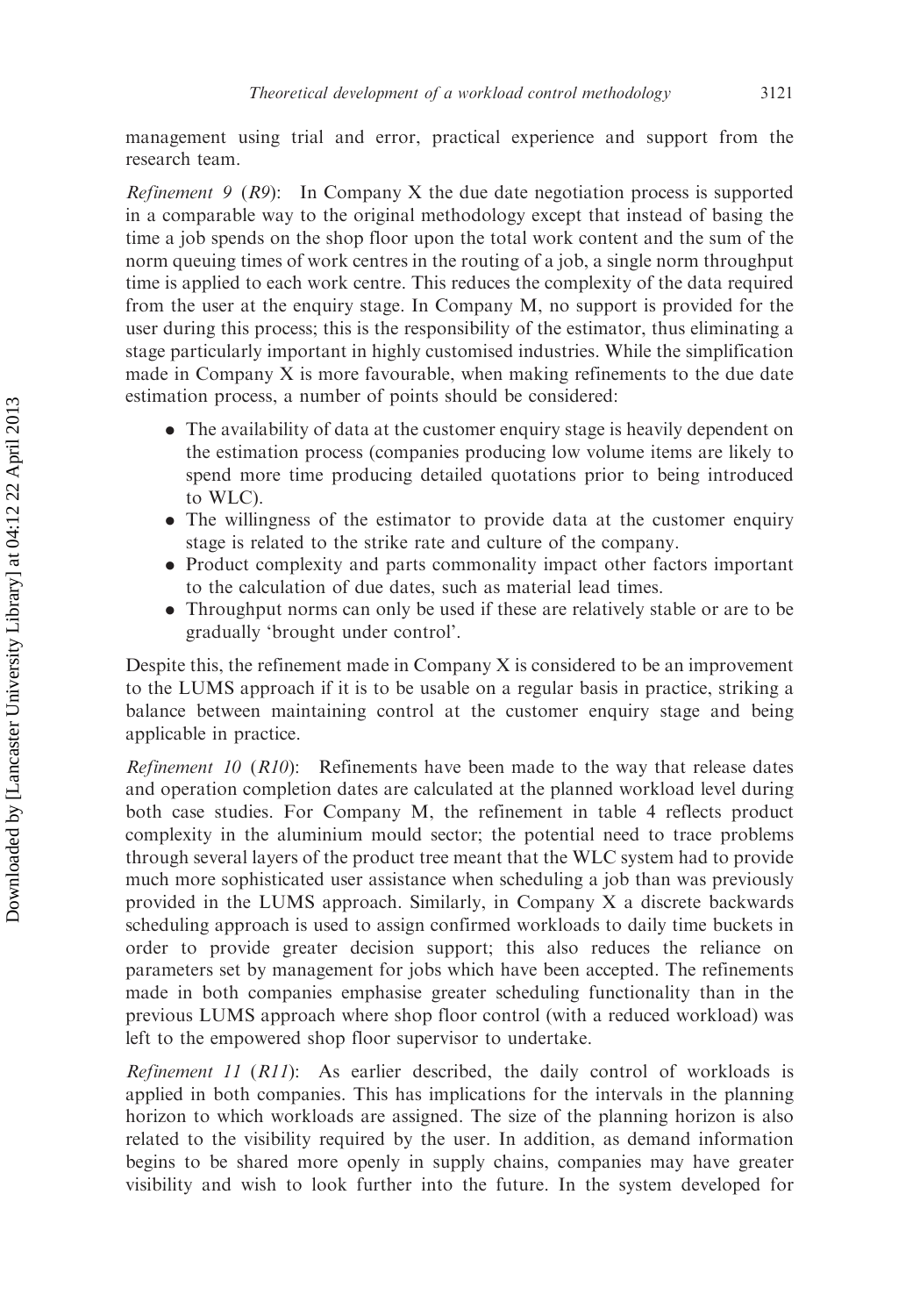management using trial and error, practical experience and support from the research team.

*Refinement 9* (*R9*): In Company X the due date negotiation process is supported in a comparable way to the original methodology except that instead of basing the time a job spends on the shop floor upon the total work content and the sum of the norm queuing times of work centres in the routing of a job, a single norm throughput time is applied to each work centre. This reduces the complexity of the data required from the user at the enquiry stage. In Company M, no support is provided for the user during this process; this is the responsibility of the estimator, thus eliminating a stage particularly important in highly customised industries. While the simplification made in Company X is more favourable, when making refinements to the due date estimation process, a number of points should be considered:

- The availability of data at the customer enquiry stage is heavily dependent on the estimation process (companies producing low volume items are likely to spend more time producing detailed quotations prior to being introduced to WLC).
- The willingness of the estimator to provide data at the customer enquiry stage is related to the strike rate and culture of the company.
- Product complexity and parts commonality impact other factors important to the calculation of due dates, such as material lead times.
- Throughput norms can only be used if these are relatively stable or are to be gradually 'brought under control'.

Despite this, the refinement made in Company X is considered to be an improvement to the LUMS approach if it is to be usable on a regular basis in practice, striking a balance between maintaining control at the customer enquiry stage and being applicable in practice.

*Refinement 10* (*R10*): Refinements have been made to the way that release dates and operation completion dates are calculated at the planned workload level during both case studies. For Company M, the refinement in table 4 reflects product complexity in the aluminium mould sector; the potential need to trace problems through several layers of the product tree meant that the WLC system had to provide much more sophisticated user assistance when scheduling a job than was previously provided in the LUMS approach. Similarly, in Company X a discrete backwards scheduling approach is used to assign confirmed workloads to daily time buckets in order to provide greater decision support; this also reduces the reliance on parameters set by management for jobs which have been accepted. The refinements made in both companies emphasise greater scheduling functionality than in the previous LUMS approach where shop floor control (with a reduced workload) was left to the empowered shop floor supervisor to undertake.

*Refinement 11* (*R11*): As earlier described, the daily control of workloads is applied in both companies. This has implications for the intervals in the planning horizon to which workloads are assigned. The size of the planning horizon is also related to the visibility required by the user. In addition, as demand information begins to be shared more openly in supply chains, companies may have greater visibility and wish to look further into the future. In the system developed for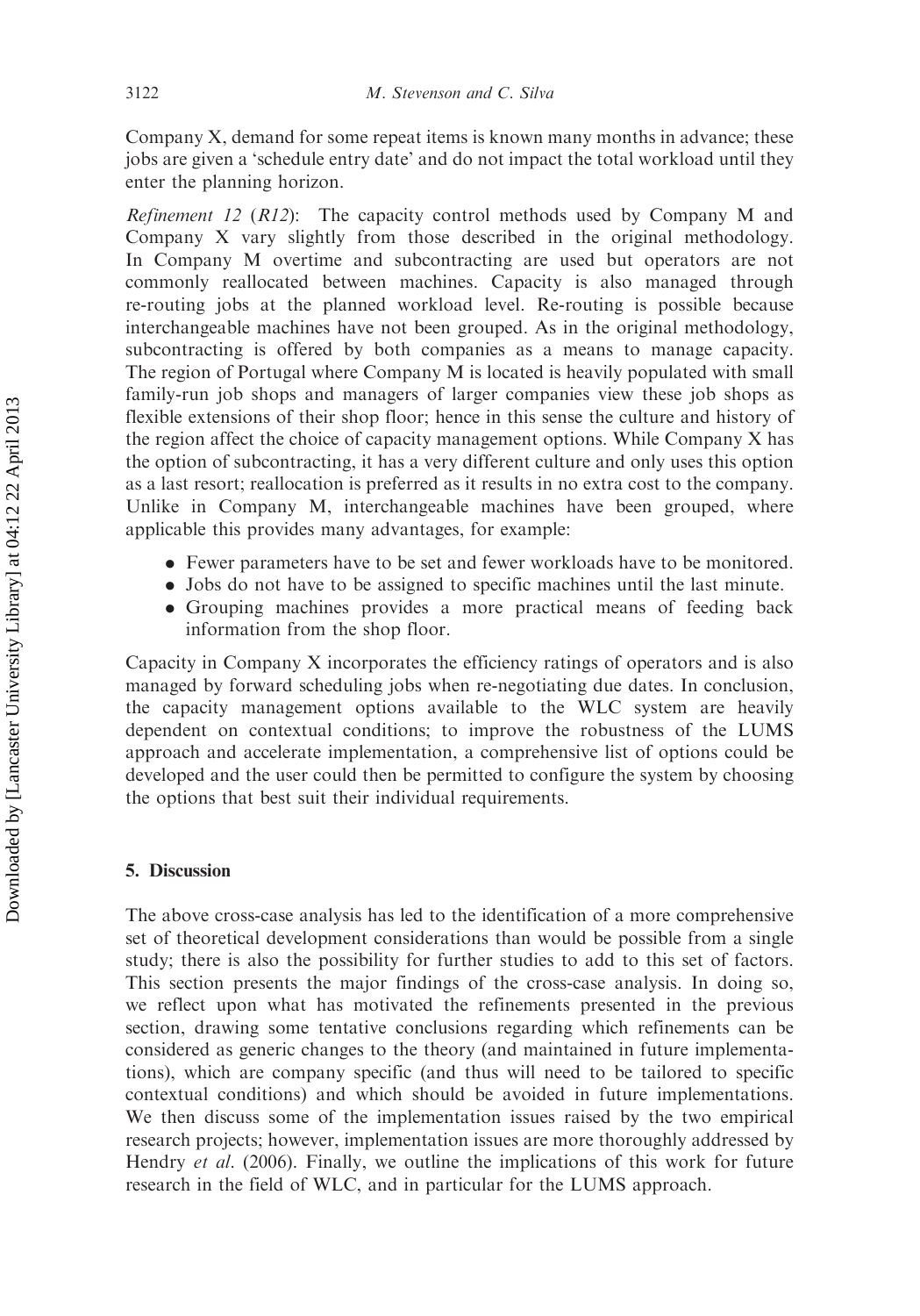Company X, demand for some repeat items is known many months in advance; these jobs are given a 'schedule entry date' and do not impact the total workload until they enter the planning horizon.

*Refinement 12* (*R12*): The capacity control methods used by Company M and Company X vary slightly from those described in the original methodology. In Company M overtime and subcontracting are used but operators are not commonly reallocated between machines. Capacity is also managed through re-routing jobs at the planned workload level. Re-routing is possible because interchangeable machines have not been grouped. As in the original methodology, subcontracting is offered by both companies as a means to manage capacity. The region of Portugal where Company M is located is heavily populated with small family-run job shops and managers of larger companies view these job shops as flexible extensions of their shop floor; hence in this sense the culture and history of the region affect the choice of capacity management options. While Company X has the option of subcontracting, it has a very different culture and only uses this option as a last resort; reallocation is preferred as it results in no extra cost to the company. Unlike in Company M, interchangeable machines have been grouped, where applicable this provides many advantages, for example:

- Fewer parameters have to be set and fewer workloads have to be monitored.
- Jobs do not have to be assigned to specific machines until the last minute.
- Grouping machines provides a more practical means of feeding back information from the shop floor.

Capacity in Company X incorporates the efficiency ratings of operators and is also managed by forward scheduling jobs when re-negotiating due dates. In conclusion, the capacity management options available to the WLC system are heavily dependent on contextual conditions; to improve the robustness of the LUMS approach and accelerate implementation, a comprehensive list of options could be developed and the user could then be permitted to configure the system by choosing the options that best suit their individual requirements.

## 5. Discussion

The above cross-case analysis has led to the identification of a more comprehensive set of theoretical development considerations than would be possible from a single study; there is also the possibility for further studies to add to this set of factors. This section presents the major findings of the cross-case analysis. In doing so, we reflect upon what has motivated the refinements presented in the previous section, drawing some tentative conclusions regarding which refinements can be considered as generic changes to the theory (and maintained in future implementations), which are company specific (and thus will need to be tailored to specific contextual conditions) and which should be avoided in future implementations. We then discuss some of the implementation issues raised by the two empirical research projects; however, implementation issues are more thoroughly addressed by Hendry *et al.* (2006). Finally, we outline the implications of this work for future research in the field of WLC, and in particular for the LUMS approach.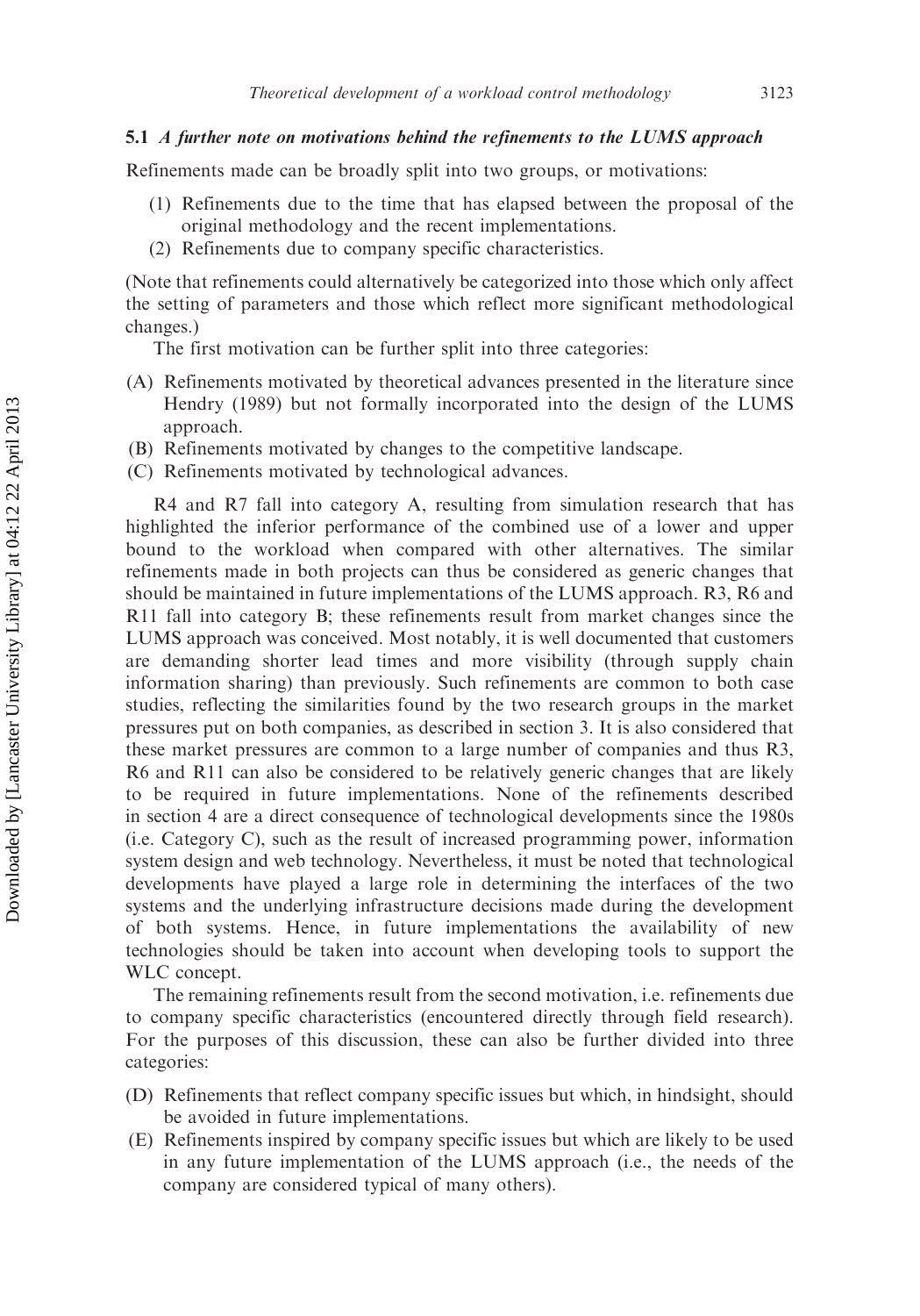### 5.1 *A further note on motivations behind the refinements to the LUMS approach*

Refinements made can be broadly split into two groups, or motivations:

(1) Refinements due to the time that has elapsed between the proposal of the original methodology and the recent implementations.
(2) Refinements due to company specific characteristics.

(Note that refinements could alternatively be categorized into those which only affect the setting of parameters and those which reflect more significant methodological changes.)

The first motivation can be further split into three categories:

(A) Refinements motivated by theoretical advances presented in the literature since Hendry (1989) but not formally incorporated into the design of the LUMS approach.
(B) Refinements motivated by changes to the competitive landscape.
(C) Refinements motivated by technological advances.

R4 and R7 fall into category A, resulting from simulation research that has highlighted the inferior performance of the combined use of a lower and upper bound to the workload when compared with other alternatives. The similar refinements made in both projects can thus be considered as generic changes that should be maintained in future implementations of the LUMS approach. R3, R6 and R11 fall into category B; these refinements result from market changes since the LUMS approach was conceived. Most notably, it is well documented that customers are demanding shorter lead times and more visibility (through supply chain information sharing) than previously. Such refinements are common to both case studies, reflecting the similarities found by the two research groups in the market pressures put on both companies, as described in section 3. It is also considered that these market pressures are common to a large number of companies and thus R3, R6 and R11 can also be considered to be relatively generic changes that are likely to be required in future implementations. None of the refinements described in section 4 are a direct consequence of technological developments since the 1980s (i.e. Category C), such as the result of increased programming power, information system design and web technology. Nevertheless, it must be noted that technological developments have played a large role in determining the interfaces of the two systems and the underlying infrastructure decisions made during the development of both systems. Hence, in future implementations the availability of new technologies should be taken into account when developing tools to support the WLC concept.

The remaining refinements result from the second motivation, i.e. refinements due to company specific characteristics (encountered directly through field research). For the purposes of this discussion, these can also be further divided into three categories:

(D) Refinements that reflect company specific issues but which, in hindsight, should be avoided in future implementations.
(E) Refinements inspired by company specific issues but which are likely to be used in any future implementation of the LUMS approach (i.e., the needs of the company are considered typical of many others).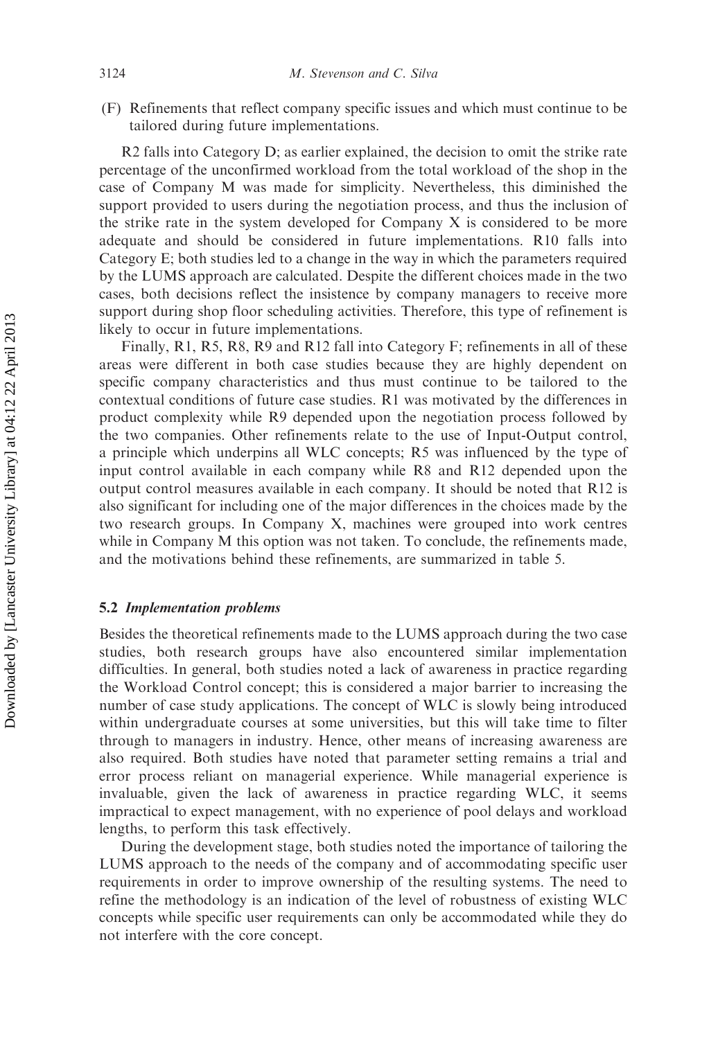(F) Refinements that reflect company specific issues and which must continue to be tailored during future implementations.

R2 falls into Category D; as earlier explained, the decision to omit the strike rate percentage of the unconfirmed workload from the total workload of the shop in the case of Company M was made for simplicity. Nevertheless, this diminished the support provided to users during the negotiation process, and thus the inclusion of the strike rate in the system developed for Company X is considered to be more adequate and should be considered in future implementations. R10 falls into Category E; both studies led to a change in the way in which the parameters required by the LUMS approach are calculated. Despite the different choices made in the two cases, both decisions reflect the insistence by company managers to receive more support during shop floor scheduling activities. Therefore, this type of refinement is likely to occur in future implementations.

Finally, R1, R5, R8, R9 and R12 fall into Category F; refinements in all of these areas were different in both case studies because they are highly dependent on specific company characteristics and thus must continue to be tailored to the contextual conditions of future case studies. R1 was motivated by the differences in product complexity while R9 depended upon the negotiation process followed by the two companies. Other refinements relate to the use of Input-Output control, a principle which underpins all WLC concepts; R5 was influenced by the type of input control available in each company while R8 and R12 depended upon the output control measures available in each company. It should be noted that R12 is also significant for including one of the major differences in the choices made by the two research groups. In Company X, machines were grouped into work centres while in Company M this option was not taken. To conclude, the refinements made, and the motivations behind these refinements, are summarized in table 5.

### 5.2 *Implementation problems*

Besides the theoretical refinements made to the LUMS approach during the two case studies, both research groups have also encountered similar implementation difficulties. In general, both studies noted a lack of awareness in practice regarding the Workload Control concept; this is considered a major barrier to increasing the number of case study applications. The concept of WLC is slowly being introduced within undergraduate courses at some universities, but this will take time to filter through to managers in industry. Hence, other means of increasing awareness are also required. Both studies have noted that parameter setting remains a trial and error process reliant on managerial experience. While managerial experience is invaluable, given the lack of awareness in practice regarding WLC, it seems impractical to expect management, with no experience of pool delays and workload lengths, to perform this task effectively.

During the development stage, both studies noted the importance of tailoring the LUMS approach to the needs of the company and of accommodating specific user requirements in order to improve ownership of the resulting systems. The need to refine the methodology is an indication of the level of robustness of existing WLC concepts while specific user requirements can only be accommodated while they do not interfere with the core concept.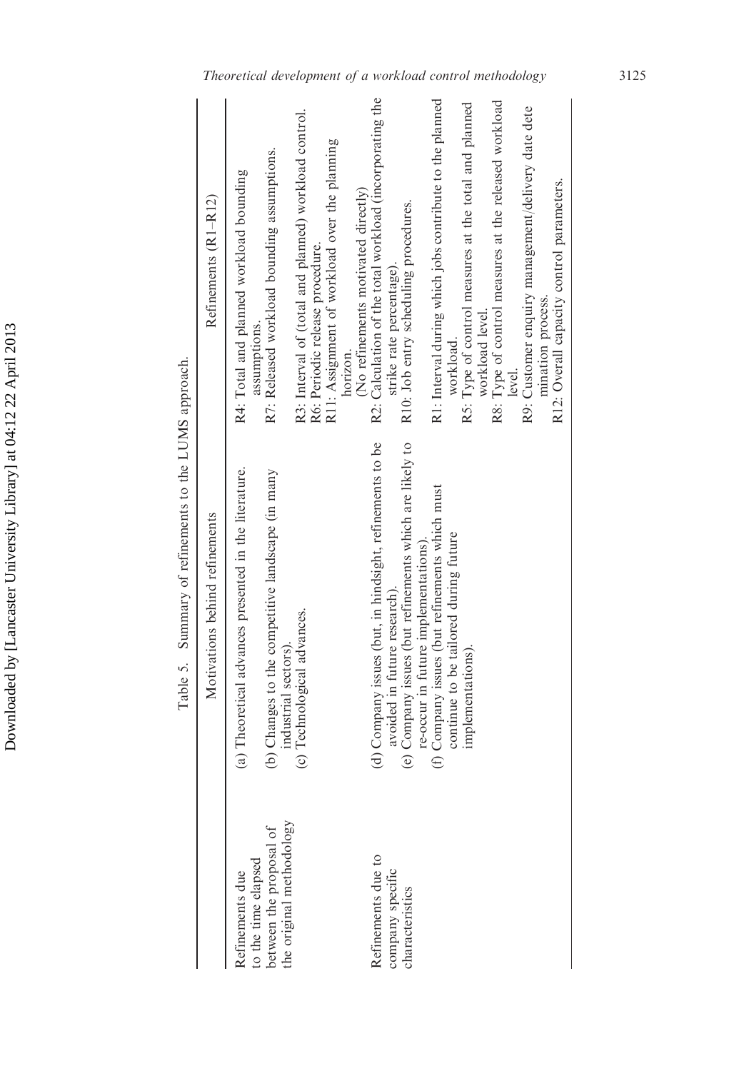Table 5. Summary of refinements to the LUMS approach.

| | Motivations behind refinements | Refinements (R1–R12) |
|---|---|---|
| Refinements due to the time elapsed between the proposal of the original methodology | (a) Theoretical advances presented in the literature. | R4: Total and planned workload bounding assumptions. |
| | (b) Changes to the competitive landscape (in many industrial sectors). | R7: Released workload bounding assumptions. |
| | (c) Technological advances. | R3: Interval of (total and planned) workload control.<br>R6: Periodic release procedure.<br>R11: Assignment of workload over the planning horizon. |
| Refinements due to company specific characteristics | (d) Company issues (but, in hindsight, refinements to be avoided in future research). | (No refinements motivated directly) |
| | (e) Company issues (but refinements which are likely to re-occur in future implementations). | R2: Calculation of the total workload (incorporating the strike rate percentage).<br>R10: Job entry scheduling procedures. |
| | (f) Company issues (but refinements which must continue to be tailored during future implementations). | R1: Interval during which jobs contribute to the planned workload.<br>R5: Type of control measures at the total and planned workload level.<br>R8: Type of control measures at the released workload level.<br>R9: Customer enquiry management/delivery date determination process.<br>R12: Overall capacity control parameters. |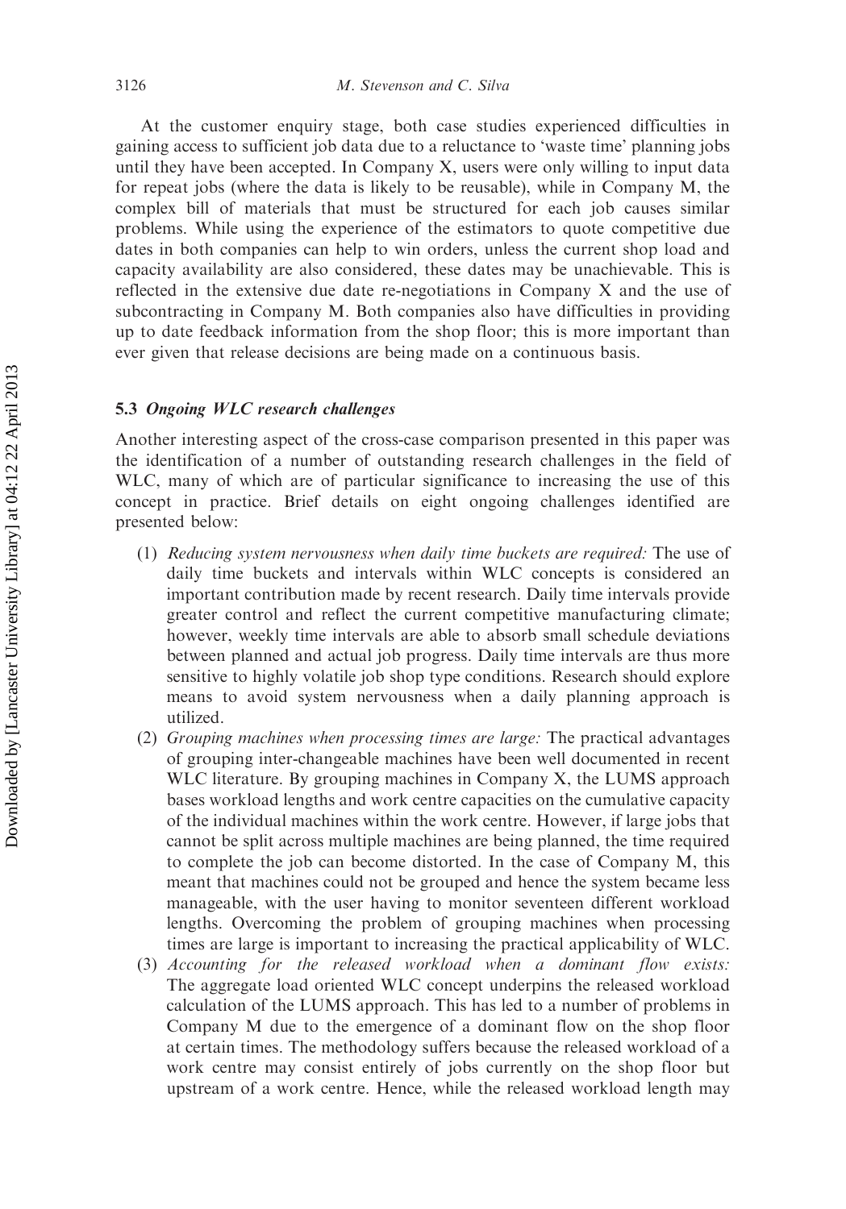At the customer enquiry stage, both case studies experienced difficulties in gaining access to sufficient job data due to a reluctance to 'waste time' planning jobs until they have been accepted. In Company X, users were only willing to input data for repeat jobs (where the data is likely to be reusable), while in Company M, the complex bill of materials that must be structured for each job causes similar problems. While using the experience of the estimators to quote competitive due dates in both companies can help to win orders, unless the current shop load and capacity availability are also considered, these dates may be unachievable. This is reflected in the extensive due date re-negotiations in Company X and the use of subcontracting in Company M. Both companies also have difficulties in providing up to date feedback information from the shop floor; this is more important than ever given that release decisions are being made on a continuous basis.

### 5.3 *Ongoing WLC research challenges*

Another interesting aspect of the cross-case comparison presented in this paper was the identification of a number of outstanding research challenges in the field of WLC, many of which are of particular significance to increasing the use of this concept in practice. Brief details on eight ongoing challenges identified are presented below:

1. *Reducing system nervousness when daily time buckets are required:* The use of daily time buckets and intervals within WLC concepts is considered an important contribution made by recent research. Daily time intervals provide greater control and reflect the current competitive manufacturing climate; however, weekly time intervals are able to absorb small schedule deviations between planned and actual job progress. Daily time intervals are thus more sensitive to highly volatile job shop type conditions. Research should explore means to avoid system nervousness when a daily planning approach is utilized.
2. *Grouping machines when processing times are large:* The practical advantages of grouping inter-changeable machines have been well documented in recent WLC literature. By grouping machines in Company X, the LUMS approach bases workload lengths and work centre capacities on the cumulative capacity of the individual machines within the work centre. However, if large jobs that cannot be split across multiple machines are being planned, the time required to complete the job can become distorted. In the case of Company M, this meant that machines could not be grouped and hence the system became less manageable, with the user having to monitor seventeen different workload lengths. Overcoming the problem of grouping machines when processing times are large is important to increasing the practical applicability of WLC.
3. *Accounting for the released workload when a dominant flow exists:* The aggregate load oriented WLC concept underpins the released workload calculation of the LUMS approach. This has led to a number of problems in Company M due to the emergence of a dominant flow on the shop floor at certain times. The methodology suffers because the released workload of a work centre may consist entirely of jobs currently on the shop floor but upstream of a work centre. Hence, while the released workload length may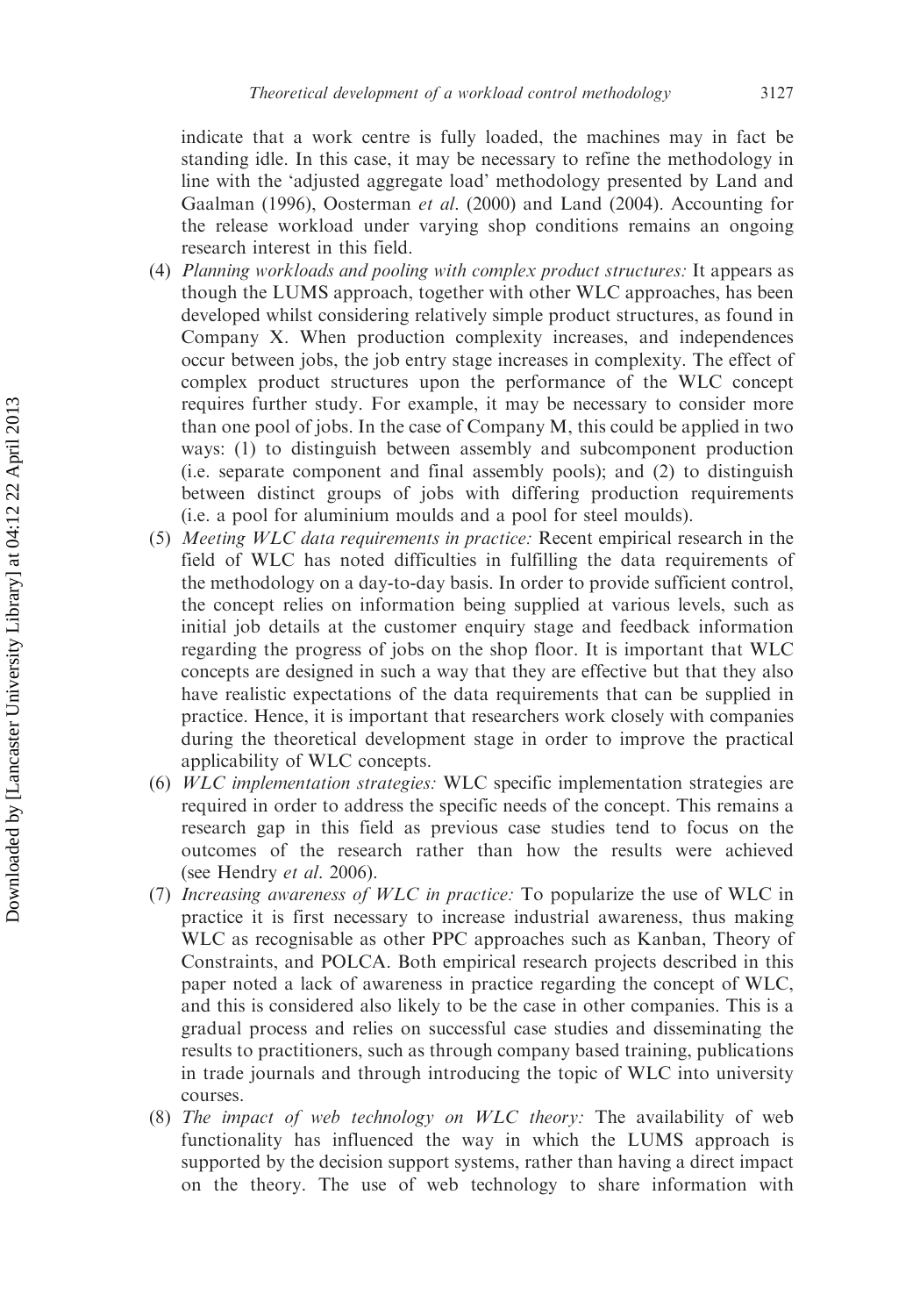indicate that a work centre is fully loaded, the machines may in fact be standing idle. In this case, it may be necessary to refine the methodology in line with the 'adjusted aggregate load' methodology presented by Land and Gaalman (1996), Oosterman *et al*. (2000) and Land (2004). Accounting for the release workload under varying shop conditions remains an ongoing research interest in this field.

(4) *Planning workloads and pooling with complex product structures:* It appears as though the LUMS approach, together with other WLC approaches, has been developed whilst considering relatively simple product structures, as found in Company X. When production complexity increases, and independences occur between jobs, the job entry stage increases in complexity. The effect of complex product structures upon the performance of the WLC concept requires further study. For example, it may be necessary to consider more than one pool of jobs. In the case of Company M, this could be applied in two ways: (1) to distinguish between assembly and subcomponent production (i.e. separate component and final assembly pools); and (2) to distinguish between distinct groups of jobs with differing production requirements (i.e. a pool for aluminium moulds and a pool for steel moulds).

(5) *Meeting WLC data requirements in practice:* Recent empirical research in the field of WLC has noted difficulties in fulfilling the data requirements of the methodology on a day-to-day basis. In order to provide sufficient control, the concept relies on information being supplied at various levels, such as initial job details at the customer enquiry stage and feedback information regarding the progress of jobs on the shop floor. It is important that WLC concepts are designed in such a way that they are effective but that they also have realistic expectations of the data requirements that can be supplied in practice. Hence, it is important that researchers work closely with companies during the theoretical development stage in order to improve the practical applicability of WLC concepts.

(6) *WLC implementation strategies:* WLC specific implementation strategies are required in order to address the specific needs of the concept. This remains a research gap in this field as previous case studies tend to focus on the outcomes of the research rather than how the results were achieved (see Hendry *et al*. 2006).

(7) *Increasing awareness of WLC in practice:* To popularize the use of WLC in practice it is first necessary to increase industrial awareness, thus making WLC as recognisable as other PPC approaches such as Kanban, Theory of Constraints, and POLCA. Both empirical research projects described in this paper noted a lack of awareness in practice regarding the concept of WLC, and this is considered also likely to be the case in other companies. This is a gradual process and relies on successful case studies and disseminating the results to practitioners, such as through company based training, publications in trade journals and through introducing the topic of WLC into university courses.

(8) *The impact of web technology on WLC theory:* The availability of web functionality has influenced the way in which the LUMS approach is supported by the decision support systems, rather than having a direct impact on the theory. The use of web technology to share information with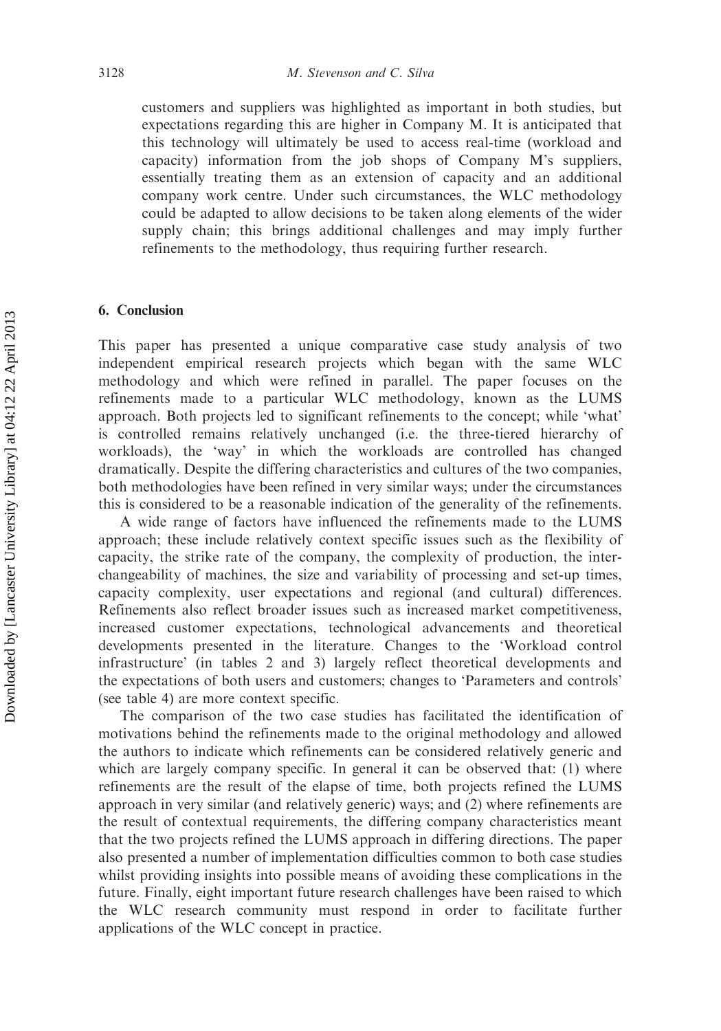customers and suppliers was highlighted as important in both studies, but expectations regarding this are higher in Company M. It is anticipated that this technology will ultimately be used to access real-time (workload and capacity) information from the job shops of Company M's suppliers, essentially treating them as an extension of capacity and an additional company work centre. Under such circumstances, the WLC methodology could be adapted to allow decisions to be taken along elements of the wider supply chain; this brings additional challenges and may imply further refinements to the methodology, thus requiring further research.

## 6. Conclusion

This paper has presented a unique comparative case study analysis of two independent empirical research projects which began with the same WLC methodology and which were refined in parallel. The paper focuses on the refinements made to a particular WLC methodology, known as the LUMS approach. Both projects led to significant refinements to the concept; while 'what' is controlled remains relatively unchanged (i.e. the three-tiered hierarchy of workloads), the 'way' in which the workloads are controlled has changed dramatically. Despite the differing characteristics and cultures of the two companies, both methodologies have been refined in very similar ways; under the circumstances this is considered to be a reasonable indication of the generality of the refinements.

A wide range of factors have influenced the refinements made to the LUMS approach; these include relatively context specific issues such as the flexibility of capacity, the strike rate of the company, the complexity of production, the interchangeability of machines, the size and variability of processing and set-up times, capacity complexity, user expectations and regional (and cultural) differences. Refinements also reflect broader issues such as increased market competitiveness, increased customer expectations, technological advancements and theoretical developments presented in the literature. Changes to the 'Workload control infrastructure' (in tables 2 and 3) largely reflect theoretical developments and the expectations of both users and customers; changes to 'Parameters and controls' (see table 4) are more context specific.

The comparison of the two case studies has facilitated the identification of motivations behind the refinements made to the original methodology and allowed the authors to indicate which refinements can be considered relatively generic and which are largely company specific. In general it can be observed that: (1) where refinements are the result of the elapse of time, both projects refined the LUMS approach in very similar (and relatively generic) ways; and (2) where refinements are the result of contextual requirements, the differing company characteristics meant that the two projects refined the LUMS approach in differing directions. The paper also presented a number of implementation difficulties common to both case studies whilst providing insights into possible means of avoiding these complications in the future. Finally, eight important future research challenges have been raised to which the WLC research community must respond in order to facilitate further applications of the WLC concept in practice.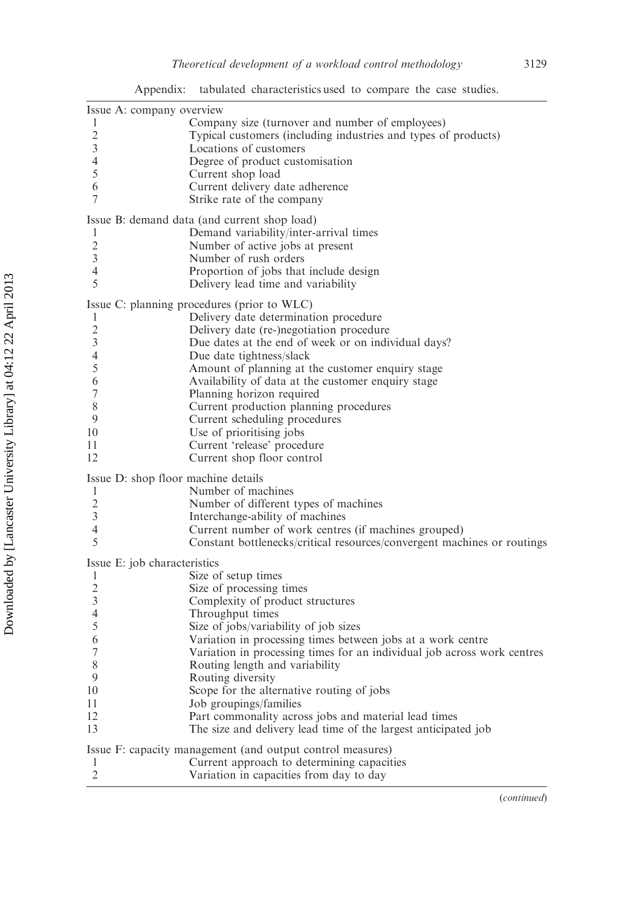Appendix: tabulated characteristics used to compare the case studies.

| | |
|---|---|
| **Issue A: company overview** | |
| 1 | Company size (turnover and number of employees) |
| 2 | Typical customers (including industries and types of products) |
| 3 | Locations of customers |
| 4 | Degree of product customisation |
| 5 | Current shop load |
| 6 | Current delivery date adherence |
| 7 | Strike rate of the company |
| **Issue B: demand data (and current shop load)** | |
| 1 | Demand variability/inter-arrival times |
| 2 | Number of active jobs at present |
| 3 | Number of rush orders |
| 4 | Proportion of jobs that include design |
| 5 | Delivery lead time and variability |
| **Issue C: planning procedures (prior to WLC)** | |
| 1 | Delivery date determination procedure |
| 2 | Delivery date (re-)negotiation procedure |
| 3 | Due dates at the end of week or on individual days? |
| 4 | Due date tightness/slack |
| 5 | Amount of planning at the customer enquiry stage |
| 6 | Availability of data at the customer enquiry stage |
| 7 | Planning horizon required |
| 8 | Current production planning procedures |
| 9 | Current scheduling procedures |
| 10 | Use of prioritising jobs |
| 11 | Current 'release' procedure |
| 12 | Current shop floor control |
| **Issue D: shop floor machine details** | |
| 1 | Number of machines |
| 2 | Number of different types of machines |
| 3 | Interchange-ability of machines |
| 4 | Current number of work centres (if machines grouped) |
| 5 | Constant bottlenecks/critical resources/convergent machines or routings |
| **Issue E: job characteristics** | |
| 1 | Size of setup times |
| 2 | Size of processing times |
| 3 | Complexity of product structures |
| 4 | Throughput times |
| 5 | Size of jobs/variability of job sizes |
| 6 | Variation in processing times between jobs at a work centre |
| 7 | Variation in processing times for an individual job across work centres |
| 8 | Routing length and variability |
| 9 | Routing diversity |
| 10 | Scope for the alternative routing of jobs |
| 11 | Job groupings/families |
| 12 | Part commonality across jobs and material lead times |
| 13 | The size and delivery lead time of the largest anticipated job |
| **Issue F: capacity management (and output control measures)** | |
| 1 | Current approach to determining capacities |
| 2 | Variation in capacities from day to day |

(*continued*)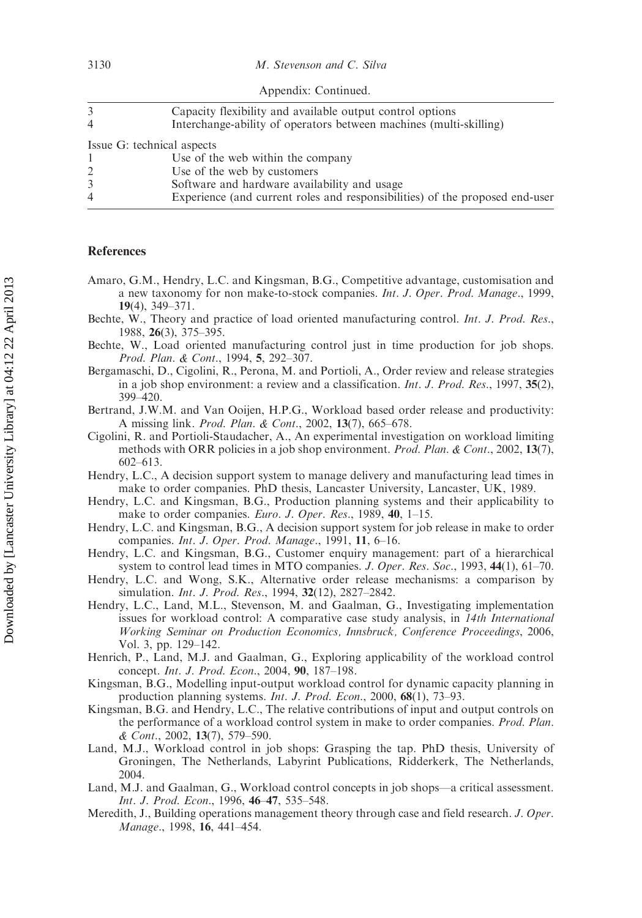Appendix: Continued.

| | |
|---|---|
| 3 | Capacity flexibility and available output control options |
| 4 | Interchange-ability of operators between machines (multi-skilling) |
| Issue G: technical aspects | |
| 1 | Use of the web within the company |
| 2 | Use of the web by customers |
| 3 | Software and hardware availability and usage |
| 4 | Experience (and current roles and responsibilities) of the proposed end-user |

## References

Amaro, G.M., Hendry, L.C. and Kingsman, B.G., Competitive advantage, customisation and a new taxonomy for non make-to-stock companies. *Int. J. Oper. Prod. Manage.*, 1999, **19**(4), 349–371.

Bechte, W., Theory and practice of load oriented manufacturing control. *Int. J. Prod. Res.*, 1988, **26**(3), 375–395.

Bechte, W., Load oriented manufacturing control just in time production for job shops. *Prod. Plan. & Cont.*, 1994, **5**, 292–307.

Bergamaschi, D., Cigolini, R., Perona, M. and Portioli, A., Order review and release strategies in a job shop environment: a review and a classification. *Int. J. Prod. Res.*, 1997, **35**(2), 399–420.

Bertrand, J.W.M. and Van Ooijen, H.P.G., Workload based order release and productivity: A missing link. *Prod. Plan. & Cont.*, 2002, **13**(7), 665–678.

Cigolini, R. and Portioli-Staudacher, A., An experimental investigation on workload limiting methods with ORR policies in a job shop environment. *Prod. Plan. & Cont.*, 2002, **13**(7), 602–613.

Hendry, L.C., A decision support system to manage delivery and manufacturing lead times in make to order companies. PhD thesis, Lancaster University, Lancaster, UK, 1989.

Hendry, L.C. and Kingsman, B.G., Production planning systems and their applicability to make to order companies. *Euro. J. Oper. Res.*, 1989, **40**, 1–15.

Hendry, L.C. and Kingsman, B.G., A decision support system for job release in make to order companies. *Int. J. Oper. Prod. Manage.*, 1991, **11**, 6–16.

Hendry, L.C. and Kingsman, B.G., Customer enquiry management: part of a hierarchical system to control lead times in MTO companies. *J. Oper. Res. Soc.*, 1993, **44**(1), 61–70.

Hendry, L.C. and Wong, S.K., Alternative order release mechanisms: a comparison by simulation. *Int. J. Prod. Res.*, 1994, **32**(12), 2827–2842.

Hendry, L.C., Land, M.L., Stevenson, M. and Gaalman, G., Investigating implementation issues for workload control: A comparative case study analysis, in *14th International Working Seminar on Production Economics, Innsbruck, Conference Proceedings*, 2006, Vol. 3, pp. 129–142.

Henrich, P., Land, M.J. and Gaalman, G., Exploring applicability of the workload control concept. *Int. J. Prod. Econ.*, 2004, **90**, 187–198.

Kingsman, B.G., Modelling input-output workload control for dynamic capacity planning in production planning systems. *Int. J. Prod. Econ.*, 2000, **68**(1), 73–93.

Kingsman, B.G. and Hendry, L.C., The relative contributions of input and output controls on the performance of a workload control system in make to order companies. *Prod. Plan. & Cont.*, 2002, **13**(7), 579–590.

Land, M.J., Workload control in job shops: Grasping the tap. PhD thesis, University of Groningen, The Netherlands, Labyrint Publications, Ridderkerk, The Netherlands, 2004.

Land, M.J. and Gaalman, G., Workload control concepts in job shops—a critical assessment. *Int. J. Prod. Econ.*, 1996, **46**–**47**, 535–548.

Meredith, J., Building operations management theory through case and field research. *J. Oper. Manage.*, 1998, **16**, 441–454.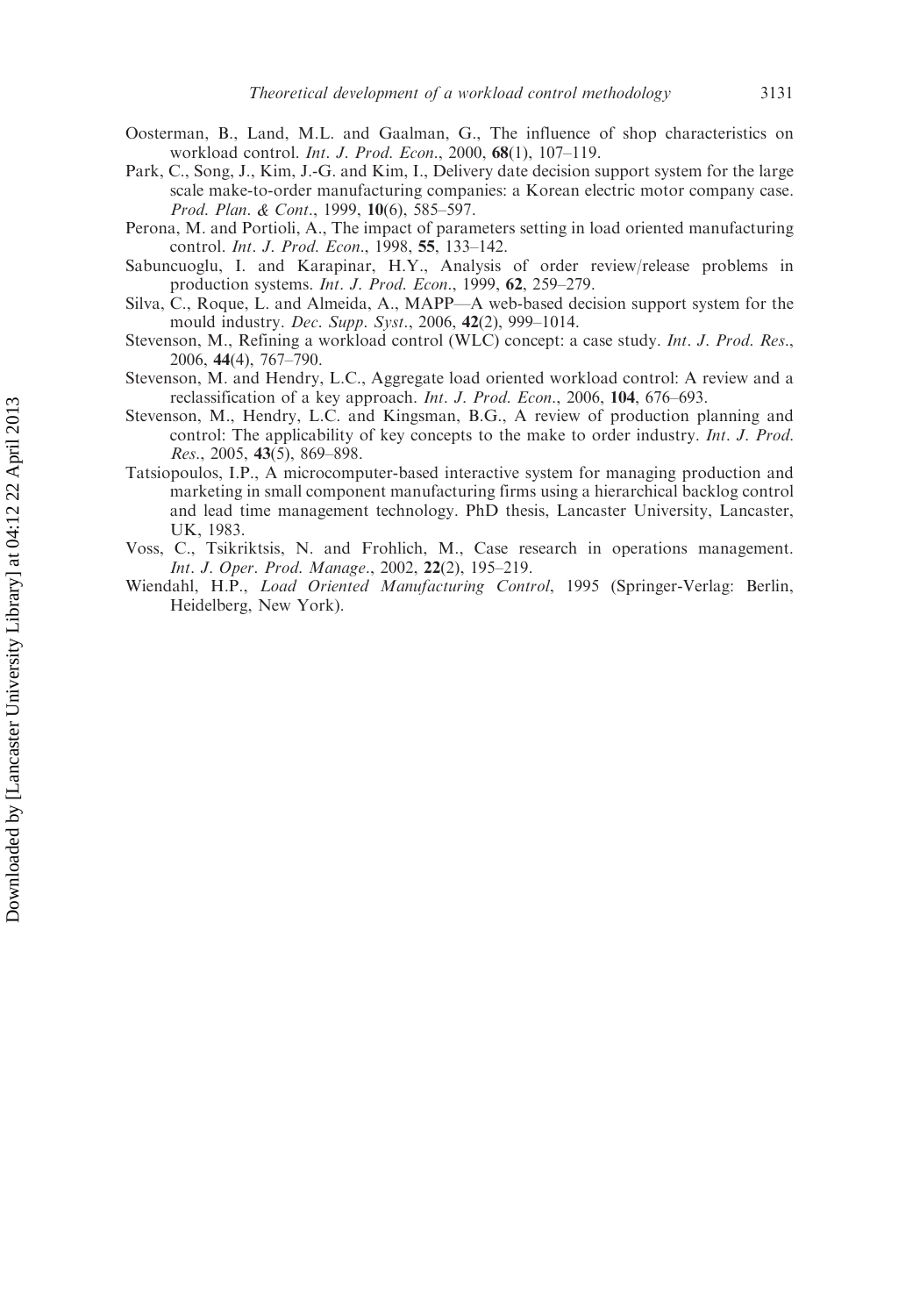Oosterman, B., Land, M.L. and Gaalman, G., The influence of shop characteristics on workload control. *Int. J. Prod. Econ.*, 2000, **68**(1), 107–119.

Park, C., Song, J., Kim, J.-G. and Kim, I., Delivery date decision support system for the large scale make-to-order manufacturing companies: a Korean electric motor company case. *Prod. Plan. & Cont.*, 1999, **10**(6), 585–597.

Perona, M. and Portioli, A., The impact of parameters setting in load oriented manufacturing control. *Int. J. Prod. Econ.*, 1998, **55**, 133–142.

Sabuncuoglu, I. and Karapinar, H.Y., Analysis of order review/release problems in production systems. *Int. J. Prod. Econ.*, 1999, **62**, 259–279.

Silva, C., Roque, L. and Almeida, A., MAPP—A web-based decision support system for the mould industry. *Dec. Supp. Syst.*, 2006, **42**(2), 999–1014.

Stevenson, M., Refining a workload control (WLC) concept: a case study. *Int. J. Prod. Res.*, 2006, **44**(4), 767–790.

Stevenson, M. and Hendry, L.C., Aggregate load oriented workload control: A review and a reclassification of a key approach. *Int. J. Prod. Econ.*, 2006, **104**, 676–693.

Stevenson, M., Hendry, L.C. and Kingsman, B.G., A review of production planning and control: The applicability of key concepts to the make to order industry. *Int. J. Prod. Res.*, 2005, **43**(5), 869–898.

Tatsiopoulos, I.P., A microcomputer-based interactive system for managing production and marketing in small component manufacturing firms using a hierarchical backlog control and lead time management technology. PhD thesis, Lancaster University, Lancaster, UK, 1983.

Voss, C., Tsikriktsis, N. and Frohlich, M., Case research in operations management. *Int. J. Oper. Prod. Manage.*, 2002, **22**(2), 195–219.

Wiendahl, H.P., *Load Oriented Manufacturing Control*, 1995 (Springer-Verlag: Berlin, Heidelberg, New York).